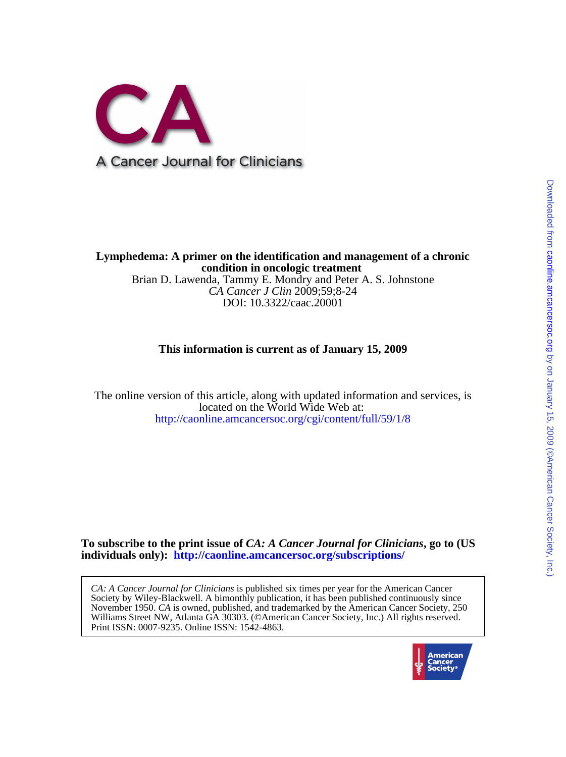# CA: A Cancer Journal for Clinicians

**Lymphedema: A primer on the identification and management of a chronic condition in oncologic treatment**

Brian D. Lawenda, Tammy E. Mondry and Peter A. S. Johnstone

*CA Cancer J Clin* 2009;59;8-24

DOI: 10.3322/caac.20001

**This information is current as of January 15, 2009**

The online version of this article, along with updated information and services, is located on the World Wide Web at:

http://caonline.amcancersoc.org/cgi/content/full/59/1/8

**To subscribe to the print issue of *CA: A Cancer Journal for Clinicians*, go to (US individuals only): http://caonline.amcancersoc.org/subscriptions/**

*CA: A Cancer Journal for Clinicians* is published six times per year for the American Cancer Society by Wiley-Blackwell. A bimonthly publication, it has been published continuously since November 1950. *CA* is owned, published, and trademarked by the American Cancer Society, 250 Williams Street NW, Atlanta GA 30303. (©American Cancer Society, Inc.) All rights reserved. Print ISSN: 0007-9235. Online ISSN: 1542-4863.

American Cancer Society

Downloaded from caonline.amcancersoc.org by on January 15, 2009 (©American Cancer Society, Inc.)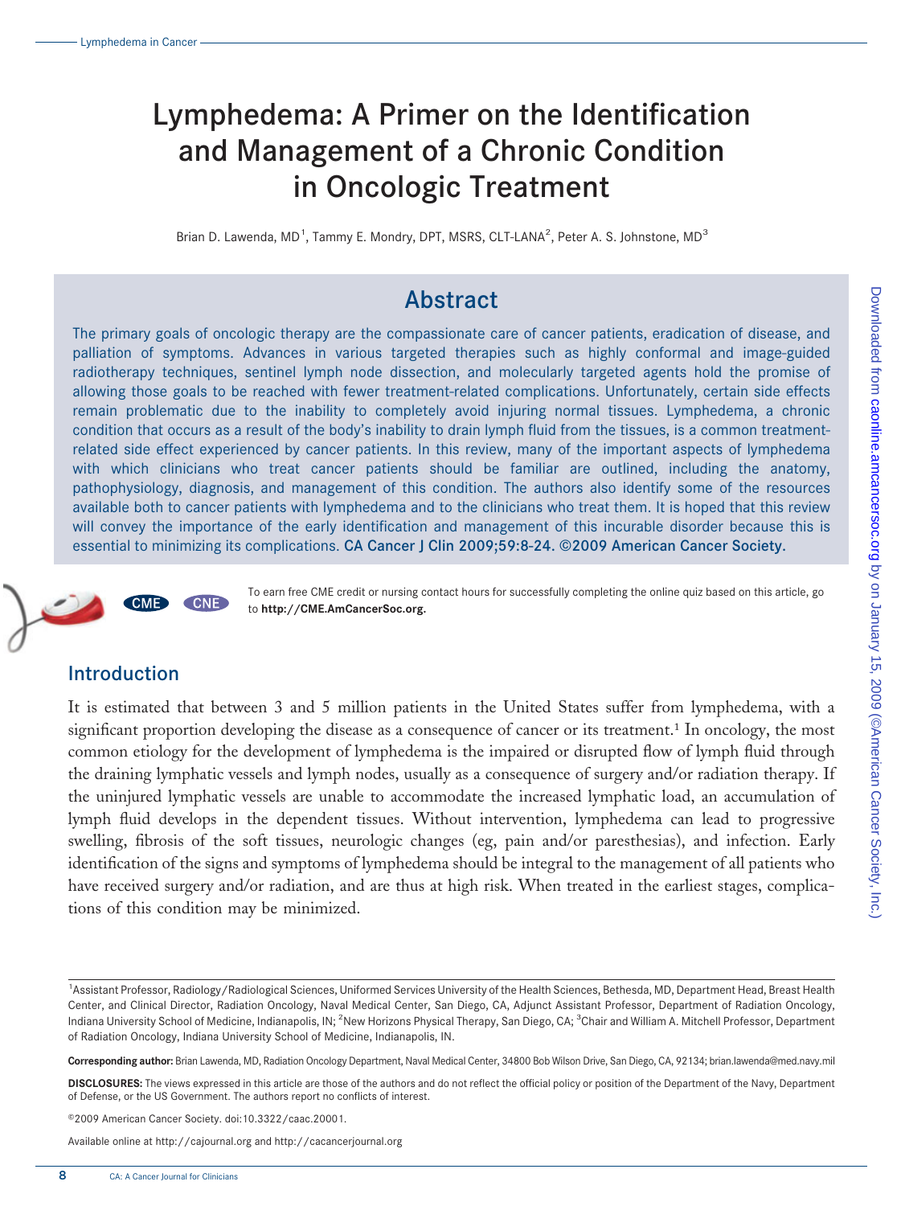# Lymphedema: A Primer on the Identification and Management of a Chronic Condition in Oncologic Treatment

Brian D. Lawenda, MD[1], Tammy E. Mondry, DPT, MSRS, CLT-LANA[2], Peter A. S. Johnstone, MD[3]

## Abstract

The primary goals of oncologic therapy are the compassionate care of cancer patients, eradication of disease, and palliation of symptoms. Advances in various targeted therapies such as highly conformal and image-guided radiotherapy techniques, sentinel lymph node dissection, and molecularly targeted agents hold the promise of allowing those goals to be reached with fewer treatment-related complications. Unfortunately, certain side effects remain problematic due to the inability to completely avoid injuring normal tissues. Lymphedema, a chronic condition that occurs as a result of the body's inability to drain lymph fluid from the tissues, is a common treatment-related side effect experienced by cancer patients. In this review, many of the important aspects of lymphedema with which clinicians who treat cancer patients should be familiar are outlined, including the anatomy, pathophysiology, diagnosis, and management of this condition. The authors also identify some of the resources available both to cancer patients with lymphedema and to the clinicians who treat them. It is hoped that this review will convey the importance of the early identification and management of this incurable disorder because this is essential to minimizing its complications. **CA Cancer J Clin 2009;59:8-24. ©2009 American Cancer Society.**

CME CNE

To earn free CME credit or nursing contact hours for successfully completing the online quiz based on this article, go to **http://CME.AmCancerSoc.org.**

## Introduction

It is estimated that between 3 and 5 million patients in the United States suffer from lymphedema, with a significant proportion developing the disease as a consequence of cancer or its treatment.[1] In oncology, the most common etiology for the development of lymphedema is the impaired or disrupted flow of lymph fluid through the draining lymphatic vessels and lymph nodes, usually as a consequence of surgery and/or radiation therapy. If the uninjured lymphatic vessels are unable to accommodate the increased lymphatic load, an accumulation of lymph fluid develops in the dependent tissues. Without intervention, lymphedema can lead to progressive swelling, fibrosis of the soft tissues, neurologic changes (eg, pain and/or paresthesias), and infection. Early identification of the signs and symptoms of lymphedema should be integral to the management of all patients who have received surgery and/or radiation, and are thus at high risk. When treated in the earliest stages, complications of this condition may be minimized.

[1]Assistant Professor, Radiology/Radiological Sciences, Uniformed Services University of the Health Sciences, Bethesda, MD, Department Head, Breast Health Center, and Clinical Director, Radiation Oncology, Naval Medical Center, San Diego, CA, Adjunct Assistant Professor, Department of Radiation Oncology, Indiana University School of Medicine, Indianapolis, IN; [2]New Horizons Physical Therapy, San Diego, CA; [3]Chair and William A. Mitchell Professor, Department of Radiation Oncology, Indiana University School of Medicine, Indianapolis, IN.

**Corresponding author:** Brian Lawenda, MD, Radiation Oncology Department, Naval Medical Center, 34800 Bob Wilson Drive, San Diego, CA, 92134; brian.lawenda@med.navy.mil

**DISCLOSURES:** The views expressed in this article are those of the authors and do not reflect the official policy or position of the Department of the Navy, Department of Defense, or the US Government. The authors report no conflicts of interest.

©2009 American Cancer Society. doi:10.3322/caac.20001.

Available online at http://cajournal.org and http://cacancerjournal.org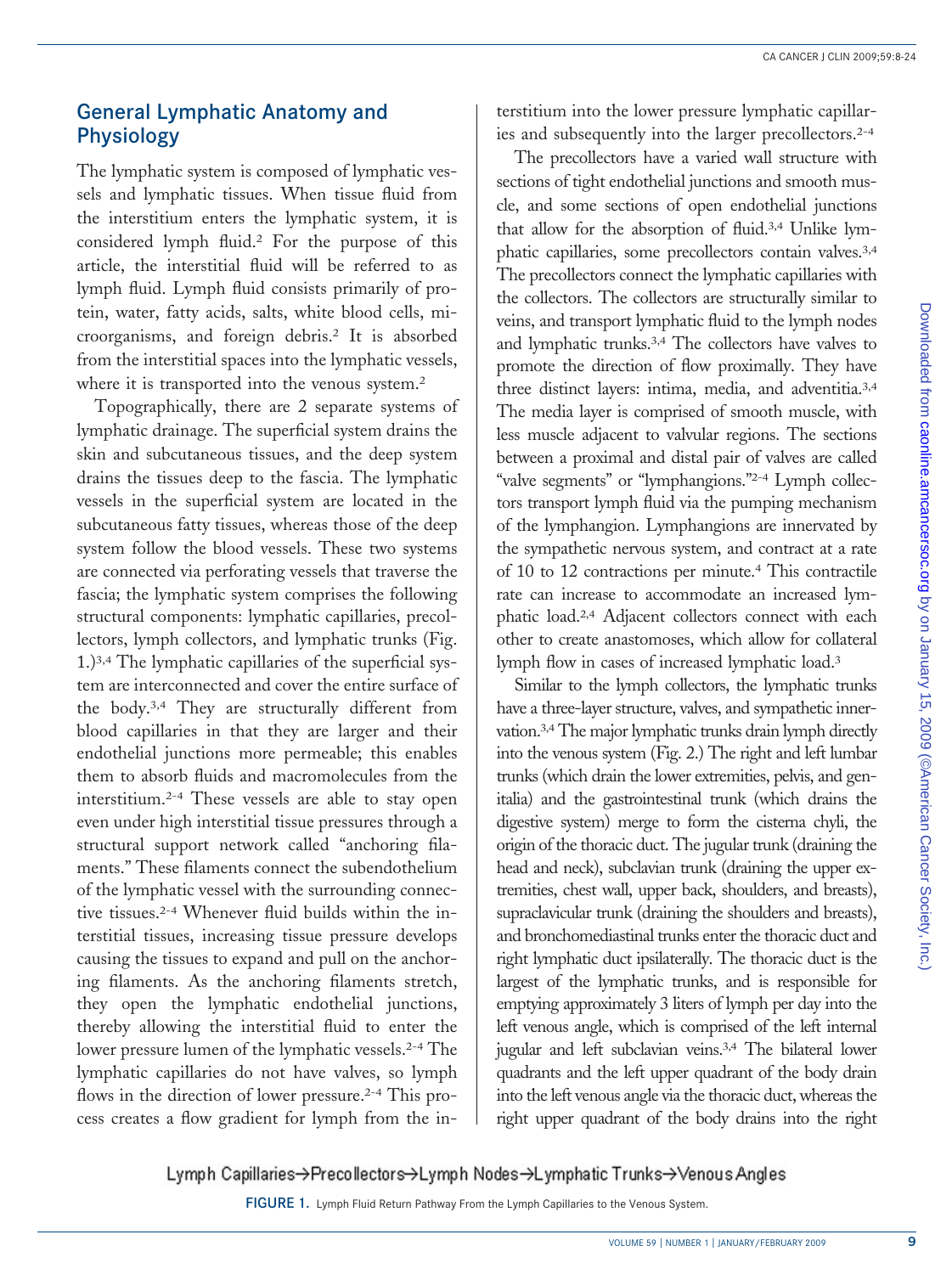## General Lymphatic Anatomy and Physiology

The lymphatic system is composed of lymphatic vessels and lymphatic tissues. When tissue fluid from the interstitium enters the lymphatic system, it is considered lymph fluid.[2] For the purpose of this article, the interstitial fluid will be referred to as lymph fluid. Lymph fluid consists primarily of protein, water, fatty acids, salts, white blood cells, microorganisms, and foreign debris.[2] It is absorbed from the interstitial spaces into the lymphatic vessels, where it is transported into the venous system.[2]

Topographically, there are 2 separate systems of lymphatic drainage. The superficial system drains the skin and subcutaneous tissues, and the deep system drains the tissues deep to the fascia. The lymphatic vessels in the superficial system are located in the subcutaneous fatty tissues, whereas those of the deep system follow the blood vessels. These two systems are connected via perforating vessels that traverse the fascia; the lymphatic system comprises the following structural components: lymphatic capillaries, precollectors, lymph collectors, and lymphatic trunks (Fig. 1.)[3,4] The lymphatic capillaries of the superficial system are interconnected and cover the entire surface of the body.[3,4] They are structurally different from blood capillaries in that they are larger and their endothelial junctions more permeable; this enables them to absorb fluids and macromolecules from the interstitium.[2-4] These vessels are able to stay open even under high interstitial tissue pressures through a structural support network called "anchoring filaments." These filaments connect the subendothelium of the lymphatic vessel with the surrounding connective tissues.[2-4] Whenever fluid builds within the interstitial tissues, increasing tissue pressure develops causing the tissues to expand and pull on the anchoring filaments. As the anchoring filaments stretch, they open the lymphatic endothelial junctions, thereby allowing the interstitial fluid to enter the lower pressure lumen of the lymphatic vessels.[2-4] The lymphatic capillaries do not have valves, so lymph flows in the direction of lower pressure.[2-4] This process creates a flow gradient for lymph from the interstitium into the lower pressure lymphatic capillaries and subsequently into the larger precollectors.[2-4]

The precollectors have a varied wall structure with sections of tight endothelial junctions and smooth muscle, and some sections of open endothelial junctions that allow for the absorption of fluid.[3,4] Unlike lymphatic capillaries, some precollectors contain valves.[3,4] The precollectors connect the lymphatic capillaries with the collectors. The collectors are structurally similar to veins, and transport lymphatic fluid to the lymph nodes and lymphatic trunks.[3,4] The collectors have valves to promote the direction of flow proximally. They have three distinct layers: intima, media, and adventitia.[3,4] The media layer is comprised of smooth muscle, with less muscle adjacent to valvular regions. The sections between a proximal and distal pair of valves are called "valve segments" or "lymphangions."[2-4] Lymph collectors transport lymph fluid via the pumping mechanism of the lymphangion. Lymphangions are innervated by the sympathetic nervous system, and contract at a rate of 10 to 12 contractions per minute.[4] This contractile rate can increase to accommodate an increased lymphatic load.[2,4] Adjacent collectors connect with each other to create anastomoses, which allow for collateral lymph flow in cases of increased lymphatic load.[3]

Similar to the lymph collectors, the lymphatic trunks have a three-layer structure, valves, and sympathetic innervation.[3,4] The major lymphatic trunks drain lymph directly into the venous system (Fig. 2.) The right and left lumbar trunks (which drain the lower extremities, pelvis, and genitalia) and the gastrointestinal trunk (which drains the digestive system) merge to form the cisterna chyli, the origin of the thoracic duct. The jugular trunk (draining the head and neck), subclavian trunk (draining the upper extremities, chest wall, upper back, shoulders, and breasts), supraclavicular trunk (draining the shoulders and breasts), and bronchomediastinal trunks enter the thoracic duct and right lymphatic duct ipsilaterally. The thoracic duct is the largest of the lymphatic trunks, and is responsible for emptying approximately 3 liters of lymph per day into the left venous angle, which is comprised of the left internal jugular and left subclavian veins.[3,4] The bilateral lower quadrants and the left upper quadrant of the body drain into the left venous angle via the thoracic duct, whereas the right upper quadrant of the body drains into the right

Lymph Capillaries→Precollectors→Lymph Nodes→Lymphatic Trunks→Venous Angles

**FIGURE 1.** Lymph Fluid Return Pathway From the Lymph Capillaries to the Venous System.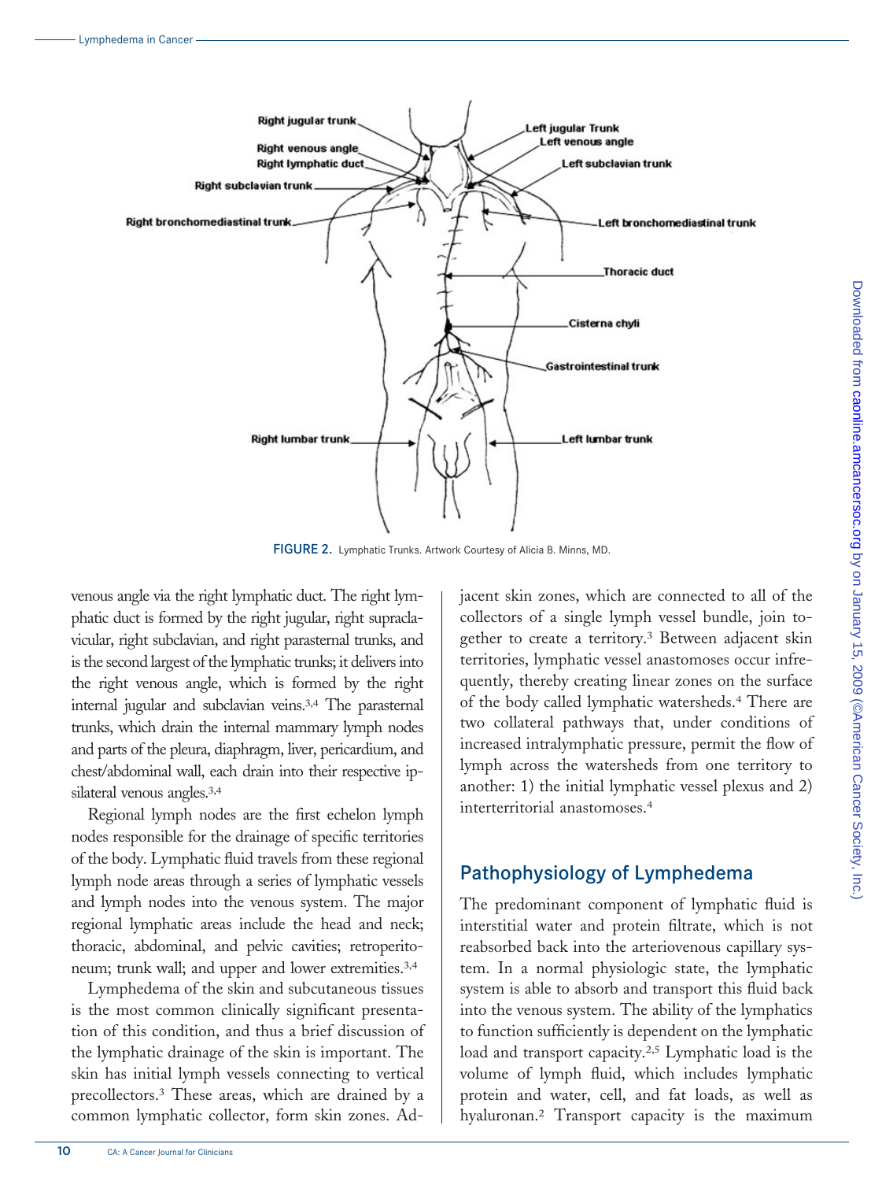FIGURE 2. Lymphatic Trunks. Artwork Courtesy of Alicia B. Minns, MD.

venous angle via the right lymphatic duct. The right lymphatic duct is formed by the right jugular, right supraclavicular, right subclavian, and right parasternal trunks, and is the second largest of the lymphatic trunks; it delivers into the right venous angle, which is formed by the right internal jugular and subclavian veins.[3,4] The parasternal trunks, which drain the internal mammary lymph nodes and parts of the pleura, diaphragm, liver, pericardium, and chest/abdominal wall, each drain into their respective ipsilateral venous angles.[3,4]

Regional lymph nodes are the first echelon lymph nodes responsible for the drainage of specific territories of the body. Lymphatic fluid travels from these regional lymph node areas through a series of lymphatic vessels and lymph nodes into the venous system. The major regional lymphatic areas include the head and neck; thoracic, abdominal, and pelvic cavities; retroperitoneum; trunk wall; and upper and lower extremities.[3,4]

Lymphedema of the skin and subcutaneous tissues is the most common clinically significant presentation of this condition, and thus a brief discussion of the lymphatic drainage of the skin is important. The skin has initial lymph vessels connecting to vertical precollectors.[3] These areas, which are drained by a common lymphatic collector, form skin zones. Adjacent skin zones, which are connected to all of the collectors of a single lymph vessel bundle, join together to create a territory.[3] Between adjacent skin territories, lymphatic vessel anastomoses occur infrequently, thereby creating linear zones on the surface of the body called lymphatic watersheds.[4] There are two collateral pathways that, under conditions of increased intralymphatic pressure, permit the flow of lymph across the watersheds from one territory to another: 1) the initial lymphatic vessel plexus and 2) interterritorial anastomoses.[4]

## Pathophysiology of Lymphedema

The predominant component of lymphatic fluid is interstitial water and protein filtrate, which is not reabsorbed back into the arteriovenous capillary system. In a normal physiologic state, the lymphatic system is able to absorb and transport this fluid back into the venous system. The ability of the lymphatics to function sufficiently is dependent on the lymphatic load and transport capacity.[2,5] Lymphatic load is the volume of lymph fluid, which includes lymphatic protein and water, cell, and fat loads, as well as hyaluronan.[2] Transport capacity is the maximum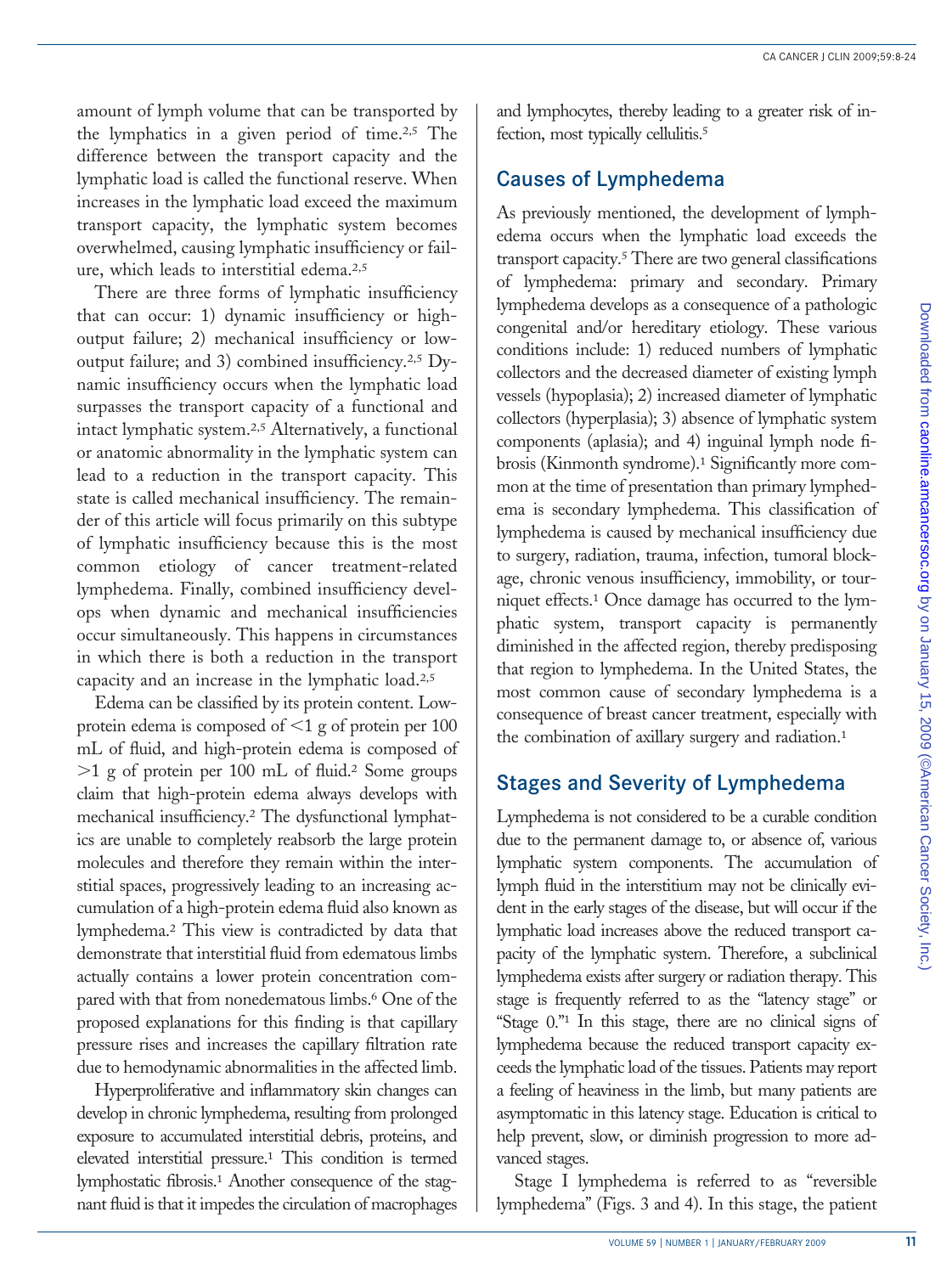amount of lymph volume that can be transported by the lymphatics in a given period of time.[2,5] The difference between the transport capacity and the lymphatic load is called the functional reserve. When increases in the lymphatic load exceed the maximum transport capacity, the lymphatic system becomes overwhelmed, causing lymphatic insufficiency or failure, which leads to interstitial edema.[2,5]

There are three forms of lymphatic insufficiency that can occur: 1) dynamic insufficiency or high-output failure; 2) mechanical insufficiency or low-output failure; and 3) combined insufficiency.[2,5] Dynamic insufficiency occurs when the lymphatic load surpasses the transport capacity of a functional and intact lymphatic system.[2,5] Alternatively, a functional or anatomic abnormality in the lymphatic system can lead to a reduction in the transport capacity. This state is called mechanical insufficiency. The remainder of this article will focus primarily on this subtype of lymphatic insufficiency because this is the most common etiology of cancer treatment-related lymphedema. Finally, combined insufficiency develops when dynamic and mechanical insufficiencies occur simultaneously. This happens in circumstances in which there is both a reduction in the transport capacity and an increase in the lymphatic load.[2,5]

Edema can be classified by its protein content. Low-protein edema is composed of $<$1 g of protein per 100 mL of fluid, and high-protein edema is composed of $>$1 g of protein per 100 mL of fluid.[2] Some groups claim that high-protein edema always develops with mechanical insufficiency.[2] The dysfunctional lymphatics are unable to completely reabsorb the large protein molecules and therefore they remain within the interstitial spaces, progressively leading to an increasing accumulation of a high-protein edema fluid also known as lymphedema.[2] This view is contradicted by data that demonstrate that interstitial fluid from edematous limbs actually contains a lower protein concentration compared with that from nonedematous limbs.[6] One of the proposed explanations for this finding is that capillary pressure rises and increases the capillary filtration rate due to hemodynamic abnormalities in the affected limb.

Hyperproliferative and inflammatory skin changes can develop in chronic lymphedema, resulting from prolonged exposure to accumulated interstitial debris, proteins, and elevated interstitial pressure.[1] This condition is termed lymphostatic fibrosis.[1] Another consequence of the stagnant fluid is that it impedes the circulation of macrophages and lymphocytes, thereby leading to a greater risk of infection, most typically cellulitis.[5]

## Causes of Lymphedema

As previously mentioned, the development of lymphedema occurs when the lymphatic load exceeds the transport capacity.[5] There are two general classifications of lymphedema: primary and secondary. Primary lymphedema develops as a consequence of a pathologic congenital and/or hereditary etiology. These various conditions include: 1) reduced numbers of lymphatic collectors and the decreased diameter of existing lymph vessels (hypoplasia); 2) increased diameter of lymphatic collectors (hyperplasia); 3) absence of lymphatic system components (aplasia); and 4) inguinal lymph node fibrosis (Kinmonth syndrome).[1] Significantly more common at the time of presentation than primary lymphedema is secondary lymphedema. This classification of lymphedema is caused by mechanical insufficiency due to surgery, radiation, trauma, infection, tumoral blockage, chronic venous insufficiency, immobility, or tourniquet effects.[1] Once damage has occurred to the lymphatic system, transport capacity is permanently diminished in the affected region, thereby predisposing that region to lymphedema. In the United States, the most common cause of secondary lymphedema is a consequence of breast cancer treatment, especially with the combination of axillary surgery and radiation.[1]

## Stages and Severity of Lymphedema

Lymphedema is not considered to be a curable condition due to the permanent damage to, or absence of, various lymphatic system components. The accumulation of lymph fluid in the interstitium may not be clinically evident in the early stages of the disease, but will occur if the lymphatic load increases above the reduced transport capacity of the lymphatic system. Therefore, a subclinical lymphedema exists after surgery or radiation therapy. This stage is frequently referred to as the "latency stage" or "Stage 0."[1] In this stage, there are no clinical signs of lymphedema because the reduced transport capacity exceeds the lymphatic load of the tissues. Patients may report a feeling of heaviness in the limb, but many patients are asymptomatic in this latency stage. Education is critical to help prevent, slow, or diminish progression to more advanced stages.

Stage I lymphedema is referred to as "reversible lymphedema" (Figs. 3 and 4). In this stage, the patient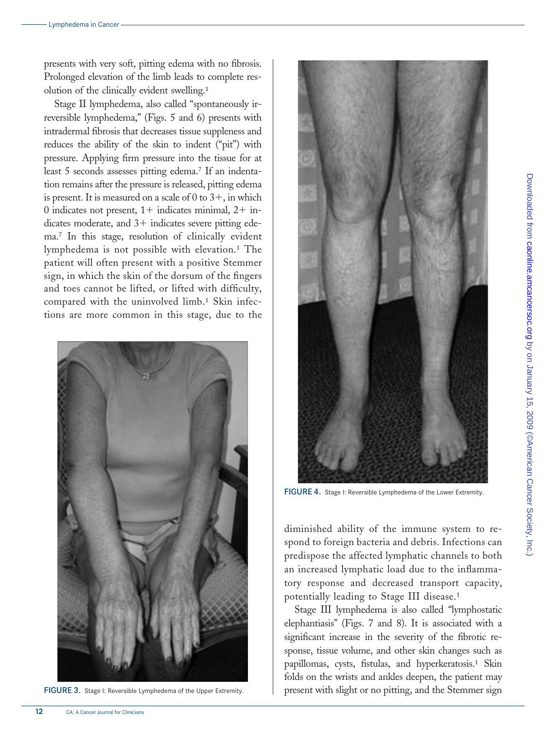presents with very soft, pitting edema with no fibrosis. Prolonged elevation of the limb leads to complete resolution of the clinically evident swelling.[1]

Stage II lymphedema, also called "spontaneously irreversible lymphedema," (Figs. 5 and 6) presents with intradermal fibrosis that decreases tissue suppleness and reduces the ability of the skin to indent ("pit") with pressure. Applying firm pressure into the tissue for at least 5 seconds assesses pitting edema.[7] If an indentation remains after the pressure is released, pitting edema is present. It is measured on a scale of 0 to 3+, in which 0 indicates not present, 1+ indicates minimal, 2+ indicates moderate, and 3+ indicates severe pitting edema.[7] In this stage, resolution of clinically evident lymphedema is not possible with elevation.[1] The patient will often present with a positive Stemmer sign, in which the skin of the dorsum of the fingers and toes cannot be lifted, or lifted with difficulty, compared with the uninvolved limb.[1] Skin infections are more common in this stage, due to the diminished ability of the immune system to respond to foreign bacteria and debris. Infections can predispose the affected lymphatic channels to both an increased lymphatic load due to the inflammatory response and decreased transport capacity, potentially leading to Stage III disease.[1]

FIGURE 3. Stage I: Reversible Lymphedema of the Upper Extremity.

FIGURE 4. Stage I: Reversible Lymphedema of the Lower Extremity.

Stage III lymphedema is also called "lymphostatic elephantiasis" (Figs. 7 and 8). It is associated with a significant increase in the severity of the fibrotic response, tissue volume, and other skin changes such as papillomas, cysts, fistulas, and hyperkeratosis.[1] Skin folds on the wrists and ankles deepen, the patient may present with slight or no pitting, and the Stemmer sign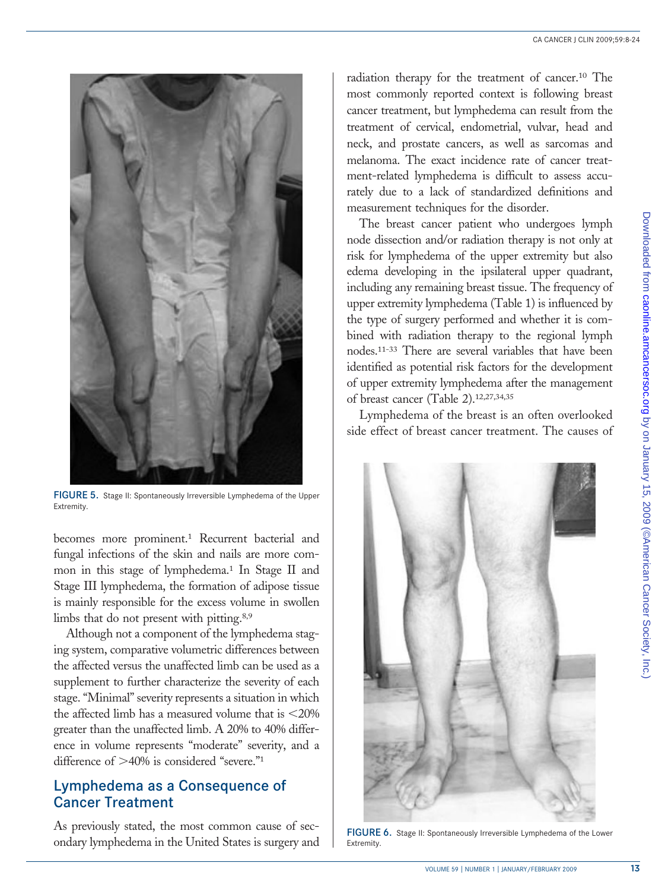FIGURE 5. Stage II: Spontaneously Irreversible Lymphedema of the Upper Extremity.

becomes more prominent.[1] Recurrent bacterial and fungal infections of the skin and nails are more common in this stage of lymphedema.[1] In Stage II and Stage III lymphedema, the formation of adipose tissue is mainly responsible for the excess volume in swollen limbs that do not present with pitting.[8,9]

Although not a component of the lymphedema staging system, comparative volumetric differences between the affected versus the unaffected limb can be used as a supplement to further characterize the severity of each stage. "Minimal" severity represents a situation in which the affected limb has a measured volume that is <20% greater than the unaffected limb. A 20% to 40% difference in volume represents "moderate" severity, and a difference of >40% is considered "severe."[1]

## Lymphedema as a Consequence of Cancer Treatment

As previously stated, the most common cause of secondary lymphedema in the United States is surgery and radiation therapy for the treatment of cancer.[10] The most commonly reported context is following breast cancer treatment, but lymphedema can result from the treatment of cervical, endometrial, vulvar, head and neck, and prostate cancers, as well as sarcomas and melanoma. The exact incidence rate of cancer treatment-related lymphedema is difficult to assess accurately due to a lack of standardized definitions and measurement techniques for the disorder.

The breast cancer patient who undergoes lymph node dissection and/or radiation therapy is not only at risk for lymphedema of the upper extremity but also edema developing in the ipsilateral upper quadrant, including any remaining breast tissue. The frequency of upper extremity lymphedema (Table 1) is influenced by the type of surgery performed and whether it is combined with radiation therapy to the regional lymph nodes.[11-33] There are several variables that have been identified as potential risk factors for the development of upper extremity lymphedema after the management of breast cancer (Table 2).[12,27,34,35]

Lymphedema of the breast is an often overlooked side effect of breast cancer treatment. The causes of

FIGURE 6. Stage II: Spontaneously Irreversible Lymphedema of the Lower Extremity.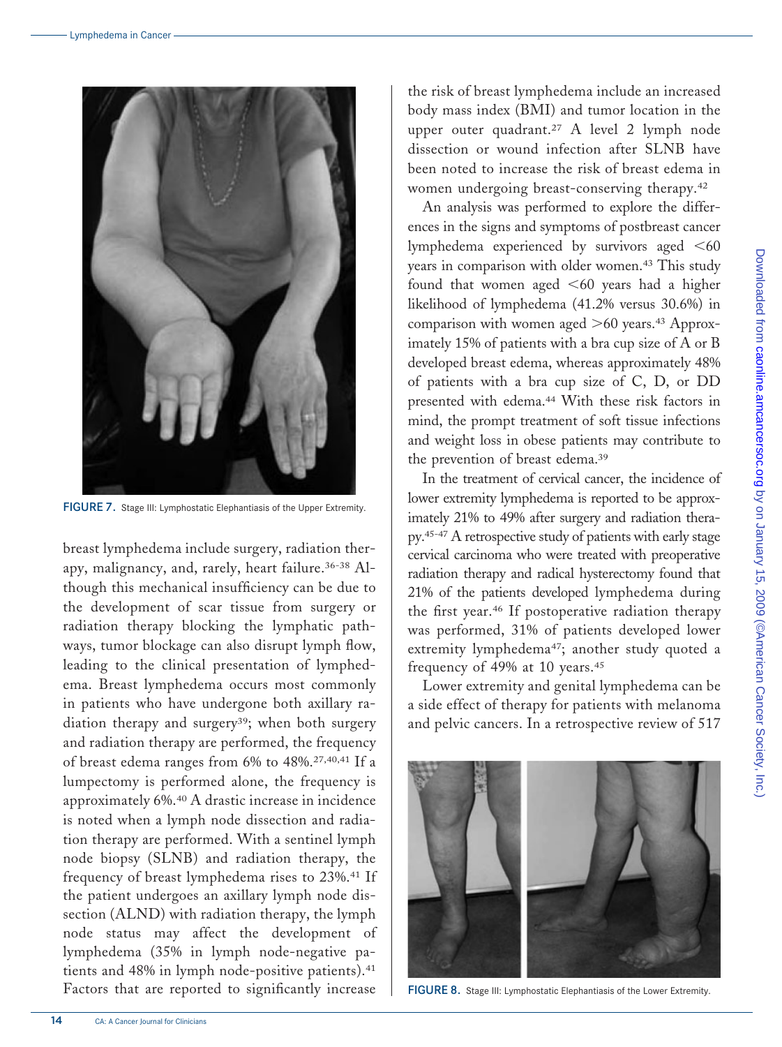FIGURE 7. Stage III: Lymphostatic Elephantiasis of the Upper Extremity.

breast lymphedema include surgery, radiation therapy, malignancy, and, rarely, heart failure.[36-38] Although this mechanical insufficiency can be due to the development of scar tissue from surgery or radiation therapy blocking the lymphatic pathways, tumor blockage can also disrupt lymph flow, leading to the clinical presentation of lymphedema. Breast lymphedema occurs most commonly in patients who have undergone both axillary radiation therapy and surgery[39]; when both surgery and radiation therapy are performed, the frequency of breast edema ranges from 6% to 48%.[27,40,41] If a lumpectomy is performed alone, the frequency is approximately 6%.[40] A drastic increase in incidence is noted when a lymph node dissection and radiation therapy are performed. With a sentinel lymph node biopsy (SLNB) and radiation therapy, the frequency of breast lymphedema rises to 23%.[41] If the patient undergoes an axillary lymph node dissection (ALND) with radiation therapy, the lymph node status may affect the development of lymphedema (35% in lymph node-negative patients and 48% in lymph node-positive patients).[41] Factors that are reported to significantly increase the risk of breast lymphedema include an increased body mass index (BMI) and tumor location in the upper outer quadrant.[27] A level 2 lymph node dissection or wound infection after SLNB have been noted to increase the risk of breast edema in women undergoing breast-conserving therapy.[42]

An analysis was performed to explore the differences in the signs and symptoms of postbreast cancer lymphedema experienced by survivors aged <60 years in comparison with older women.[43] This study found that women aged <60 years had a higher likelihood of lymphedema (41.2% versus 30.6%) in comparison with women aged >60 years.[43] Approximately 15% of patients with a bra cup size of A or B developed breast edema, whereas approximately 48% of patients with a bra cup size of C, D, or DD presented with edema.[44] With these risk factors in mind, the prompt treatment of soft tissue infections and weight loss in obese patients may contribute to the prevention of breast edema.[39]

In the treatment of cervical cancer, the incidence of lower extremity lymphedema is reported to be approximately 21% to 49% after surgery and radiation therapy.[45-47] A retrospective study of patients with early stage cervical carcinoma who were treated with preoperative radiation therapy and radical hysterectomy found that 21% of the patients developed lymphedema during the first year.[46] If postoperative radiation therapy was performed, 31% of patients developed lower extremity lymphedema[47]; another study quoted a frequency of 49% at 10 years.[45]

Lower extremity and genital lymphedema can be a side effect of therapy for patients with melanoma and pelvic cancers. In a retrospective review of 517

FIGURE 8. Stage III: Lymphostatic Elephantiasis of the Lower Extremity.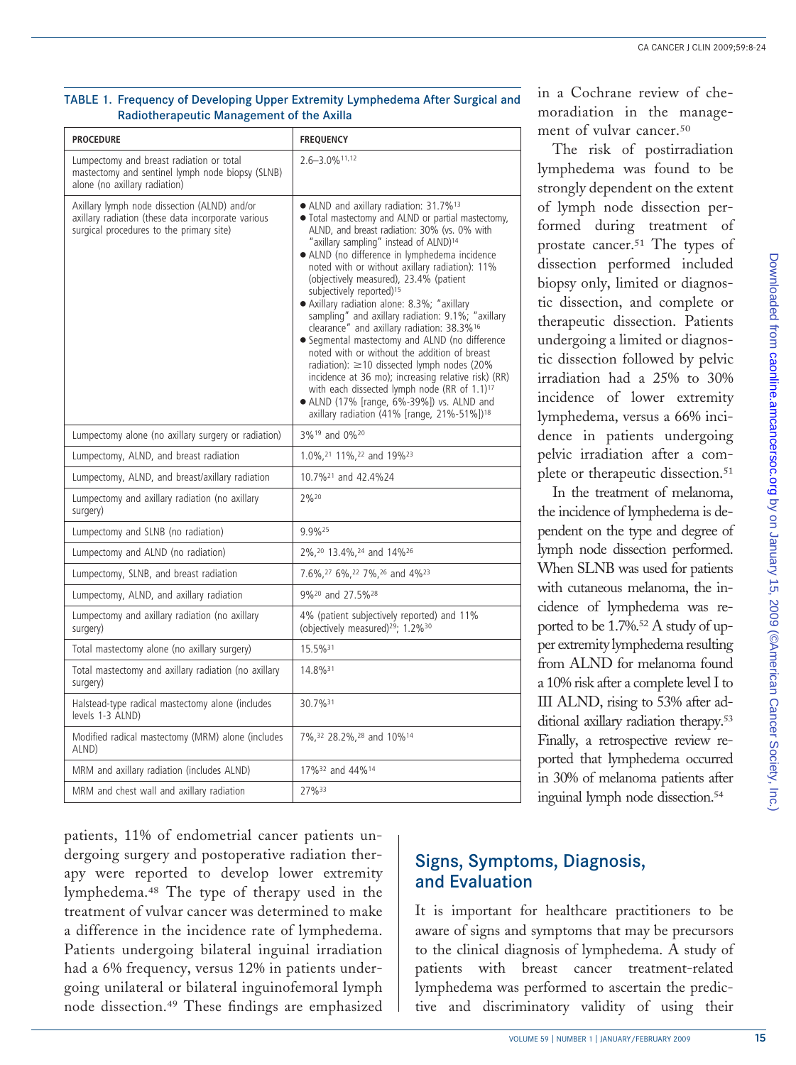**TABLE 1. Frequency of Developing Upper Extremity Lymphedema After Surgical and Radiotherapeutic Management of the Axilla**

| PROCEDURE | FREQUENCY |
|---|---|
| Lumpectomy and breast radiation or total mastectomy and sentinel lymph node biopsy (SLNB) alone (no axillary radiation) | 2.6–3.0%[11,12] |
| Axillary lymph node dissection (ALND) and/or axillary radiation (these data incorporate various surgical procedures to the primary site) | • ALND and axillary radiation: 31.7%[13] <br> • Total mastectomy and ALND or partial mastectomy, ALND, and breast radiation: 30% (vs. 0% with "axillary sampling" instead of ALND)[14] <br> • ALND (no difference in lymphedema incidence noted with or without axillary radiation): 11% (objectively measured), 23.4% (patient subjectively reported)[15] <br> • Axillary radiation alone: 8.3%; "axillary sampling" and axillary radiation: 9.1%; "axillary clearance" and axillary radiation: 38.3%[16] <br> • Segmental mastectomy and ALND (no difference noted with or without the addition of breast radiation): ≥10 dissected lymph nodes (20% incidence at 36 mo); increasing relative risk) (RR) with each dissected lymph node (RR of 1.1)[17] <br> • ALND (17% [range, 6%-39%]) vs. ALND and axillary radiation (41% [range, 21%-51%])[18] |
| Lumpectomy alone (no axillary surgery or radiation) | 3%[19] and 0%[20] |
| Lumpectomy, ALND, and breast radiation | 1.0%,[21] 11%,[22] and 19%[23] |
| Lumpectomy, ALND, and breast/axillary radiation | 10.7%[21] and 42.4%24 |
| Lumpectomy and axillary radiation (no axillary surgery) | 2%[20] |
| Lumpectomy and SLNB (no radiation) | 9.9%[25] |
| Lumpectomy and ALND (no radiation) | 2%,[20] 13.4%,[24] and 14%[26] |
| Lumpectomy, SLNB, and breast radiation | 7.6%,[27] 6%,[22] 7%,[26] and 4%[23] |
| Lumpectomy, ALND, and axillary radiation | 9%[20] and 27.5%[28] |
| Lumpectomy and axillary radiation (no axillary surgery) | 4% (patient subjectively reported) and 11% (objectively measured)[29]; 1.2%[30] |
| Total mastectomy alone (no axillary surgery) | 15.5%[31] |
| Total mastectomy and axillary radiation (no axillary surgery) | 14.8%[31] |
| Halstead-type radical mastectomy alone (includes levels 1-3 ALND) | 30.7%[31] |
| Modified radical mastectomy (MRM) alone (includes ALND) | 7%,[32] 28.2%,[28] and 10%[14] |
| MRM and axillary radiation (includes ALND) | 17%[32] and 44%[14] |
| MRM and chest wall and axillary radiation | 27%[33] |

patients, 11% of endometrial cancer patients undergoing surgery and postoperative radiation therapy were reported to develop lower extremity lymphedema.[48] The type of therapy used in the treatment of vulvar cancer was determined to make a difference in the incidence rate of lymphedema. Patients undergoing bilateral inguinal irradiation had a 6% frequency, versus 12% in patients undergoing unilateral or bilateral inguinofemoral lymph node dissection.[49] These findings are emphasized in a Cochrane review of chemoradiation in the management of vulvar cancer.[50]

The risk of postirradiation lymphedema was found to be strongly dependent on the extent of lymph node dissection performed during treatment of prostate cancer.[51] The types of dissection performed included biopsy only, limited or diagnostic dissection, and complete or therapeutic dissection. Patients undergoing a limited or diagnostic dissection followed by pelvic irradiation had a 25% to 30% incidence of lower extremity lymphedema, versus a 66% incidence in patients undergoing pelvic irradiation after a complete or therapeutic dissection.[51]

In the treatment of melanoma, the incidence of lymphedema is dependent on the type and degree of lymph node dissection performed. When SLNB was used for patients with cutaneous melanoma, the incidence of lymphedema was reported to be 1.7%.[52] A study of upper extremity lymphedema resulting from ALND for melanoma found a 10% risk after a complete level I to III ALND, rising to 53% after additional axillary radiation therapy.[53] Finally, a retrospective review reported that lymphedema occurred in 30% of melanoma patients after inguinal lymph node dissection.[54]

## Signs, Symptoms, Diagnosis, and Evaluation

It is important for healthcare practitioners to be aware of signs and symptoms that may be precursors to the clinical diagnosis of lymphedema. A study of patients with breast cancer treatment-related lymphedema was performed to ascertain the predictive and discriminatory validity of using their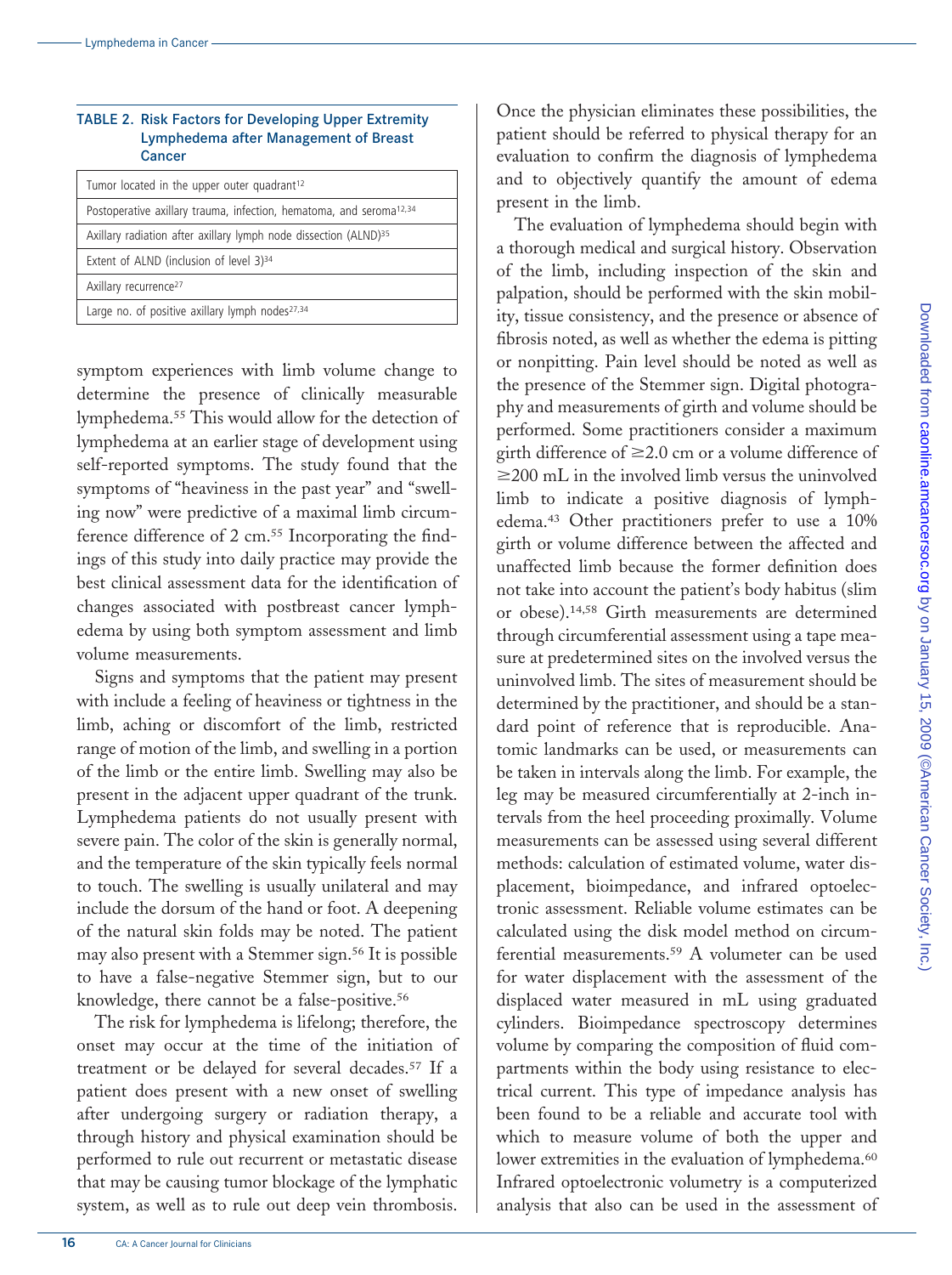TABLE 2. Risk Factors for Developing Upper Extremity Lymphedema after Management of Breast Cancer

| |
|---|
| Tumor located in the upper outer quadrant[12] |
| Postoperative axillary trauma, infection, hematoma, and seroma[12,34] |
| Axillary radiation after axillary lymph node dissection (ALND)[35] |
| Extent of ALND (inclusion of level 3)[34] |
| Axillary recurrence[27] |
| Large no. of positive axillary lymph nodes[27,34] |

symptom experiences with limb volume change to determine the presence of clinically measurable lymphedema.[55] This would allow for the detection of lymphedema at an earlier stage of development using self-reported symptoms. The study found that the symptoms of "heaviness in the past year" and "swelling now" were predictive of a maximal limb circumference difference of 2 cm.[55] Incorporating the findings of this study into daily practice may provide the best clinical assessment data for the identification of changes associated with postbreast cancer lymphedema by using both symptom assessment and limb volume measurements.

Signs and symptoms that the patient may present with include a feeling of heaviness or tightness in the limb, aching or discomfort of the limb, restricted range of motion of the limb, and swelling in a portion of the limb or the entire limb. Swelling may also be present in the adjacent upper quadrant of the trunk. Lymphedema patients do not usually present with severe pain. The color of the skin is generally normal, and the temperature of the skin typically feels normal to touch. The swelling is usually unilateral and may include the dorsum of the hand or foot. A deepening of the natural skin folds may be noted. The patient may also present with a Stemmer sign.[56] It is possible to have a false-negative Stemmer sign, but to our knowledge, there cannot be a false-positive.[56]

The risk for lymphedema is lifelong; therefore, the onset may occur at the time of the initiation of treatment or be delayed for several decades.[57] If a patient does present with a new onset of swelling after undergoing surgery or radiation therapy, a through history and physical examination should be performed to rule out recurrent or metastatic disease that may be causing tumor blockage of the lymphatic system, as well as to rule out deep vein thrombosis. Once the physician eliminates these possibilities, the patient should be referred to physical therapy for an evaluation to confirm the diagnosis of lymphedema and to objectively quantify the amount of edema present in the limb.

The evaluation of lymphedema should begin with a thorough medical and surgical history. Observation of the limb, including inspection of the skin and palpation, should be performed with the skin mobility, tissue consistency, and the presence or absence of fibrosis noted, as well as whether the edema is pitting or nonpitting. Pain level should be noted as well as the presence of the Stemmer sign. Digital photography and measurements of girth and volume should be performed. Some practitioners consider a maximum girth difference of ≥2.0 cm or a volume difference of ≥200 mL in the involved limb versus the uninvolved limb to indicate a positive diagnosis of lymphedema.[43] Other practitioners prefer to use a 10% girth or volume difference between the affected and unaffected limb because the former definition does not take into account the patient's body habitus (slim or obese).[14,58] Girth measurements are determined through circumferential assessment using a tape measure at predetermined sites on the involved versus the uninvolved limb. The sites of measurement should be determined by the practitioner, and should be a standard point of reference that is reproducible. Anatomic landmarks can be used, or measurements can be taken in intervals along the limb. For example, the leg may be measured circumferentially at 2-inch intervals from the heel proceeding proximally. Volume measurements can be assessed using several different methods: calculation of estimated volume, water displacement, bioimpedance, and infrared optoelectronic assessment. Reliable volume estimates can be calculated using the disk model method on circumferential measurements.[59] A volumeter can be used for water displacement with the assessment of the displaced water measured in mL using graduated cylinders. Bioimpedance spectroscopy determines volume by comparing the composition of fluid compartments within the body using resistance to electrical current. This type of impedance analysis has been found to be a reliable and accurate tool with which to measure volume of both the upper and lower extremities in the evaluation of lymphedema.[60] Infrared optoelectronic volumetry is a computerized analysis that also can be used in the assessment of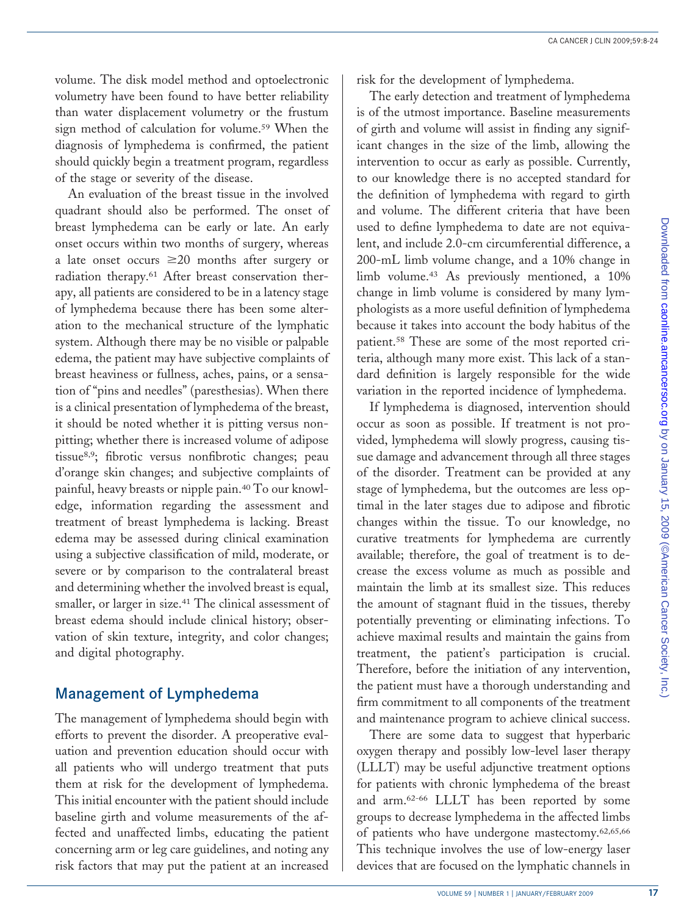volume. The disk model method and optoelectronic volumetry have been found to have better reliability than water displacement volumetry or the frustum sign method of calculation for volume.[59] When the diagnosis of lymphedema is confirmed, the patient should quickly begin a treatment program, regardless of the stage or severity of the disease.

An evaluation of the breast tissue in the involved quadrant should also be performed. The onset of breast lymphedema can be early or late. An early onset occurs within two months of surgery, whereas a late onset occurs ≥20 months after surgery or radiation therapy.[61] After breast conservation therapy, all patients are considered to be in a latency stage of lymphedema because there has been some alteration to the mechanical structure of the lymphatic system. Although there may be no visible or palpable edema, the patient may have subjective complaints of breast heaviness or fullness, aches, pains, or a sensation of "pins and needles" (paresthesias). When there is a clinical presentation of lymphedema of the breast, it should be noted whether it is pitting versus nonpitting; whether there is increased volume of adipose tissue[8,9]; fibrotic versus nonfibrotic changes; peau d'orange skin changes; and subjective complaints of painful, heavy breasts or nipple pain.[40] To our knowledge, information regarding the assessment and treatment of breast lymphedema is lacking. Breast edema may be assessed during clinical examination using a subjective classification of mild, moderate, or severe or by comparison to the contralateral breast and determining whether the involved breast is equal, smaller, or larger in size.[41] The clinical assessment of breast edema should include clinical history; observation of skin texture, integrity, and color changes; and digital photography.

## Management of Lymphedema

The management of lymphedema should begin with efforts to prevent the disorder. A preoperative evaluation and prevention education should occur with all patients who will undergo treatment that puts them at risk for the development of lymphedema. This initial encounter with the patient should include baseline girth and volume measurements of the affected and unaffected limbs, educating the patient concerning arm or leg care guidelines, and noting any risk factors that may put the patient at an increased risk for the development of lymphedema.

The early detection and treatment of lymphedema is of the utmost importance. Baseline measurements of girth and volume will assist in finding any significant changes in the size of the limb, allowing the intervention to occur as early as possible. Currently, to our knowledge there is no accepted standard for the definition of lymphedema with regard to girth and volume. The different criteria that have been used to define lymphedema to date are not equivalent, and include 2.0-cm circumferential difference, a 200-mL limb volume change, and a 10% change in limb volume.[43] As previously mentioned, a 10% change in limb volume is considered by many lymphologists as a more useful definition of lymphedema because it takes into account the body habitus of the patient.[58] These are some of the most reported criteria, although many more exist. This lack of a standard definition is largely responsible for the wide variation in the reported incidence of lymphedema.

If lymphedema is diagnosed, intervention should occur as soon as possible. If treatment is not provided, lymphedema will slowly progress, causing tissue damage and advancement through all three stages of the disorder. Treatment can be provided at any stage of lymphedema, but the outcomes are less optimal in the later stages due to adipose and fibrotic changes within the tissue. To our knowledge, no curative treatments for lymphedema are currently available; therefore, the goal of treatment is to decrease the excess volume as much as possible and maintain the limb at its smallest size. This reduces the amount of stagnant fluid in the tissues, thereby potentially preventing or eliminating infections. To achieve maximal results and maintain the gains from treatment, the patient's participation is crucial. Therefore, before the initiation of any intervention, the patient must have a thorough understanding and firm commitment to all components of the treatment and maintenance program to achieve clinical success.

There are some data to suggest that hyperbaric oxygen therapy and possibly low-level laser therapy (LLLT) may be useful adjunctive treatment options for patients with chronic lymphedema of the breast and arm.[62-66] LLLT has been reported by some groups to decrease lymphedema in the affected limbs of patients who have undergone mastectomy.[62,65,66] This technique involves the use of low-energy laser devices that are focused on the lymphatic channels in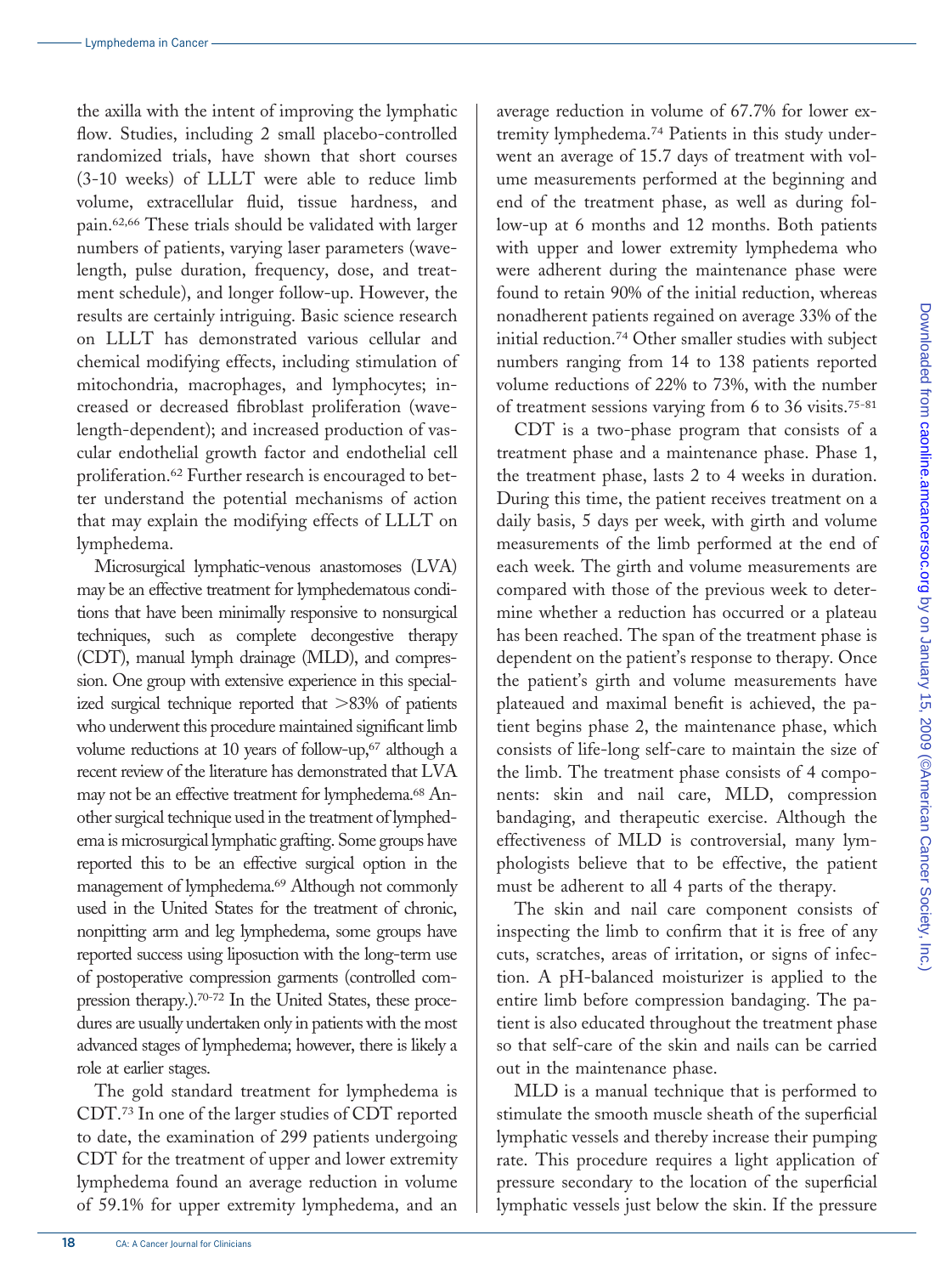the axilla with the intent of improving the lymphatic flow. Studies, including 2 small placebo-controlled randomized trials, have shown that short courses (3-10 weeks) of LLLT were able to reduce limb volume, extracellular fluid, tissue hardness, and pain.[62,66] These trials should be validated with larger numbers of patients, varying laser parameters (wavelength, pulse duration, frequency, dose, and treatment schedule), and longer follow-up. However, the results are certainly intriguing. Basic science research on LLLT has demonstrated various cellular and chemical modifying effects, including stimulation of mitochondria, macrophages, and lymphocytes; increased or decreased fibroblast proliferation (wavelength-dependent); and increased production of vascular endothelial growth factor and endothelial cell proliferation.[62] Further research is encouraged to better understand the potential mechanisms of action that may explain the modifying effects of LLLT on lymphedema.

Microsurgical lymphatic-venous anastomoses (LVA) may be an effective treatment for lymphedematous conditions that have been minimally responsive to nonsurgical techniques, such as complete decongestive therapy (CDT), manual lymph drainage (MLD), and compression. One group with extensive experience in this specialized surgical technique reported that >83% of patients who underwent this procedure maintained significant limb volume reductions at 10 years of follow-up,[67] although a recent review of the literature has demonstrated that LVA may not be an effective treatment for lymphedema.[68] Another surgical technique used in the treatment of lymphedema is microsurgical lymphatic grafting. Some groups have reported this to be an effective surgical option in the management of lymphedema.[69] Although not commonly used in the United States for the treatment of chronic, nonpitting arm and leg lymphedema, some groups have reported success using liposuction with the long-term use of postoperative compression garments (controlled compression therapy.).[70-72] In the United States, these procedures are usually undertaken only in patients with the most advanced stages of lymphedema; however, there is likely a role at earlier stages.

The gold standard treatment for lymphedema is CDT.[73] In one of the larger studies of CDT reported to date, the examination of 299 patients undergoing CDT for the treatment of upper and lower extremity lymphedema found an average reduction in volume of 59.1% for upper extremity lymphedema, and an average reduction in volume of 67.7% for lower extremity lymphedema.[74] Patients in this study underwent an average of 15.7 days of treatment with volume measurements performed at the beginning and end of the treatment phase, as well as during follow-up at 6 months and 12 months. Both patients with upper and lower extremity lymphedema who were adherent during the maintenance phase were found to retain 90% of the initial reduction, whereas nonadherent patients regained on average 33% of the initial reduction.[74] Other smaller studies with subject numbers ranging from 14 to 138 patients reported volume reductions of 22% to 73%, with the number of treatment sessions varying from 6 to 36 visits.[75-81]

CDT is a two-phase program that consists of a treatment phase and a maintenance phase. Phase 1, the treatment phase, lasts 2 to 4 weeks in duration. During this time, the patient receives treatment on a daily basis, 5 days per week, with girth and volume measurements of the limb performed at the end of each week. The girth and volume measurements are compared with those of the previous week to determine whether a reduction has occurred or a plateau has been reached. The span of the treatment phase is dependent on the patient's response to therapy. Once the patient's girth and volume measurements have plateaued and maximal benefit is achieved, the patient begins phase 2, the maintenance phase, which consists of life-long self-care to maintain the size of the limb. The treatment phase consists of 4 components: skin and nail care, MLD, compression bandaging, and therapeutic exercise. Although the effectiveness of MLD is controversial, many lymphologists believe that to be effective, the patient must be adherent to all 4 parts of the therapy.

The skin and nail care component consists of inspecting the limb to confirm that it is free of any cuts, scratches, areas of irritation, or signs of infection. A pH-balanced moisturizer is applied to the entire limb before compression bandaging. The patient is also educated throughout the treatment phase so that self-care of the skin and nails can be carried out in the maintenance phase.

MLD is a manual technique that is performed to stimulate the smooth muscle sheath of the superficial lymphatic vessels and thereby increase their pumping rate. This procedure requires a light application of pressure secondary to the location of the superficial lymphatic vessels just below the skin. If the pressure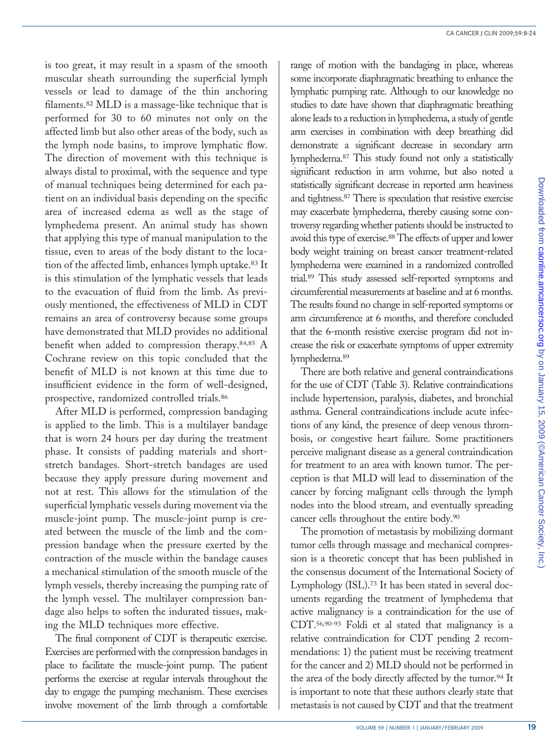is too great, it may result in a spasm of the smooth muscular sheath surrounding the superficial lymph vessels or lead to damage of the thin anchoring filaments.[82] MLD is a massage-like technique that is performed for 30 to 60 minutes not only on the affected limb but also other areas of the body, such as the lymph node basins, to improve lymphatic flow. The direction of movement with this technique is always distal to proximal, with the sequence and type of manual techniques being determined for each patient on an individual basis depending on the specific area of increased edema as well as the stage of lymphedema present. An animal study has shown that applying this type of manual manipulation to the tissue, even to areas of the body distant to the location of the affected limb, enhances lymph uptake.[83] It is this stimulation of the lymphatic vessels that leads to the evacuation of fluid from the limb. As previously mentioned, the effectiveness of MLD in CDT remains an area of controversy because some groups have demonstrated that MLD provides no additional benefit when added to compression therapy.[84,85] A Cochrane review on this topic concluded that the benefit of MLD is not known at this time due to insufficient evidence in the form of well-designed, prospective, randomized controlled trials.[86]

After MLD is performed, compression bandaging is applied to the limb. This is a multilayer bandage that is worn 24 hours per day during the treatment phase. It consists of padding materials and short-stretch bandages. Short-stretch bandages are used because they apply pressure during movement and not at rest. This allows for the stimulation of the superficial lymphatic vessels during movement via the muscle-joint pump. The muscle-joint pump is created between the muscle of the limb and the compression bandage when the pressure exerted by the contraction of the muscle within the bandage causes a mechanical stimulation of the smooth muscle of the lymph vessels, thereby increasing the pumping rate of the lymph vessel. The multilayer compression bandage also helps to soften the indurated tissues, making the MLD techniques more effective.

The final component of CDT is therapeutic exercise. Exercises are performed with the compression bandages in place to facilitate the muscle-joint pump. The patient performs the exercise at regular intervals throughout the day to engage the pumping mechanism. These exercises involve movement of the limb through a comfortable range of motion with the bandaging in place, whereas some incorporate diaphragmatic breathing to enhance the lymphatic pumping rate. Although to our knowledge no studies to date have shown that diaphragmatic breathing alone leads to a reduction in lymphedema, a study of gentle arm exercises in combination with deep breathing did demonstrate a significant decrease in secondary arm lymphedema.[87] This study found not only a statistically significant reduction in arm volume, but also noted a statistically significant decrease in reported arm heaviness and tightness.[87] There is speculation that resistive exercise may exacerbate lymphedema, thereby causing some controversy regarding whether patients should be instructed to avoid this type of exercise.[88] The effects of upper and lower body weight training on breast cancer treatment-related lymphedema were examined in a randomized controlled trial.[89] This study assessed self-reported symptoms and circumferential measurements at baseline and at 6 months. The results found no change in self-reported symptoms or arm circumference at 6 months, and therefore concluded that the 6-month resistive exercise program did not increase the risk or exacerbate symptoms of upper extremity lymphedema.[89]

There are both relative and general contraindications for the use of CDT (Table 3). Relative contraindications include hypertension, paralysis, diabetes, and bronchial asthma. General contraindications include acute infections of any kind, the presence of deep venous thrombosis, or congestive heart failure. Some practitioners perceive malignant disease as a general contraindication for treatment to an area with known tumor. The perception is that MLD will lead to dissemination of the cancer by forcing malignant cells through the lymph nodes into the blood stream, and eventually spreading cancer cells throughout the entire body.[90]

The promotion of metastasis by mobilizing dormant tumor cells through massage and mechanical compression is a theoretic concept that has been published in the consensus document of the International Society of Lymphology (ISL).[73] It has been stated in several documents regarding the treatment of lymphedema that active malignancy is a contraindication for the use of CDT.[56,90-93] Foldi et al stated that malignancy is a relative contraindication for CDT pending 2 recommendations: 1) the patient must be receiving treatment for the cancer and 2) MLD should not be performed in the area of the body directly affected by the tumor.[94] It is important to note that these authors clearly state that metastasis is not caused by CDT and that the treatment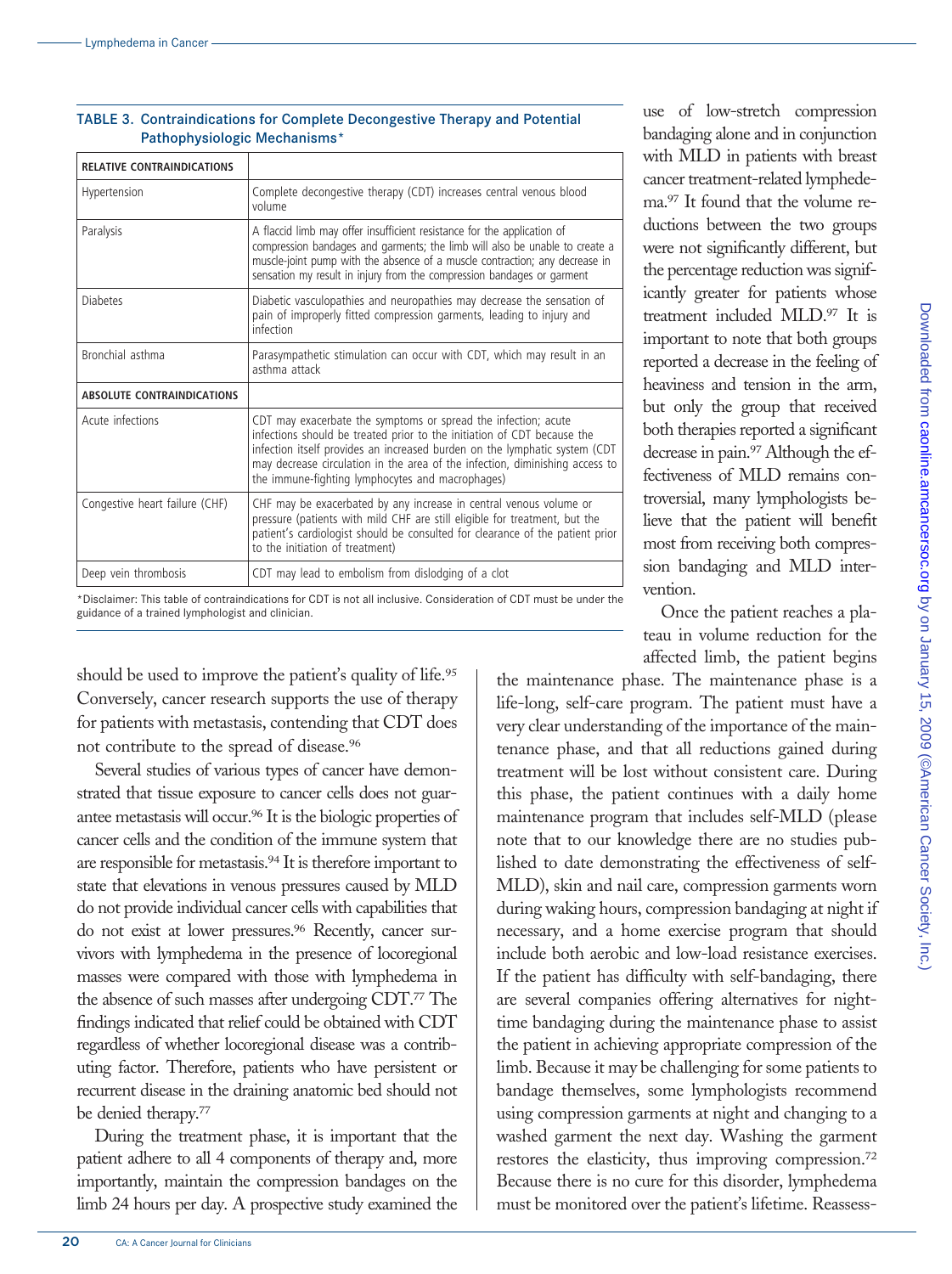**TABLE 3. Contraindications for Complete Decongestive Therapy and Potential Pathophysiologic Mechanisms***

| RELATIVE CONTRAINDICATIONS | |
|---|---|
| Hypertension | Complete decongestive therapy (CDT) increases central venous blood volume |
| Paralysis | A flaccid limb may offer insufficient resistance for the application of compression bandages and garments; the limb will also be unable to create a muscle-joint pump with the absence of a muscle contraction; any decrease in sensation my result in injury from the compression bandages or garment |
| Diabetes | Diabetic vasculopathies and neuropathies may decrease the sensation of pain of improperly fitted compression garments, leading to injury and infection |
| Bronchial asthma | Parasympathetic stimulation can occur with CDT, which may result in an asthma attack |
| **ABSOLUTE CONTRAINDICATIONS** | |
| Acute infections | CDT may exacerbate the symptoms or spread the infection; acute infections should be treated prior to the initiation of CDT because the infection itself provides an increased burden on the lymphatic system (CDT may decrease circulation in the area of the infection, diminishing access to the immune-fighting lymphocytes and macrophages) |
| Congestive heart failure (CHF) | CHF may be exacerbated by any increase in central venous volume or pressure (patients with mild CHF are still eligible for treatment, but the patient's cardiologist should be consulted for clearance of the patient prior to the initiation of treatment) |
| Deep vein thrombosis | CDT may lead to embolism from dislodging of a clot |

*Disclaimer: This table of contraindications for CDT is not all inclusive. Consideration of CDT must be under the guidance of a trained lymphologist and clinician.

should be used to improve the patient's quality of life.[95] Conversely, cancer research supports the use of therapy for patients with metastasis, contending that CDT does not contribute to the spread of disease.[96]

Several studies of various types of cancer have demonstrated that tissue exposure to cancer cells does not guarantee metastasis will occur.[96] It is the biologic properties of cancer cells and the condition of the immune system that are responsible for metastasis.[94] It is therefore important to state that elevations in venous pressures caused by MLD do not provide individual cancer cells with capabilities that do not exist at lower pressures.[96] Recently, cancer survivors with lymphedema in the presence of locoregional masses were compared with those with lymphedema in the absence of such masses after undergoing CDT.[77] The findings indicated that relief could be obtained with CDT regardless of whether locoregional disease was a contributing factor. Therefore, patients who have persistent or recurrent disease in the draining anatomic bed should not be denied therapy.[77]

During the treatment phase, it is important that the patient adhere to all 4 components of therapy and, more importantly, maintain the compression bandages on the limb 24 hours per day. A prospective study examined the use of low-stretch compression bandaging alone and in conjunction with MLD in patients with breast cancer treatment-related lymphedema.[97] It found that the volume reductions between the two groups were not significantly different, but the percentage reduction was significantly greater for patients whose treatment included MLD.[97] It is important to note that both groups reported a decrease in the feeling of heaviness and tension in the arm, but only the group that received both therapies reported a significant decrease in pain.[97] Although the effectiveness of MLD remains controversial, many lymphologists believe that the patient will benefit most from receiving both compression bandaging and MLD intervention.

Once the patient reaches a plateau in volume reduction for the affected limb, the patient begins the maintenance phase. The maintenance phase is a life-long, self-care program. The patient must have a very clear understanding of the importance of the maintenance phase, and that all reductions gained during treatment will be lost without consistent care. During this phase, the patient continues with a daily home maintenance program that includes self-MLD (please note that to our knowledge there are no studies published to date demonstrating the effectiveness of self-MLD), skin and nail care, compression garments worn during waking hours, compression bandaging at night if necessary, and a home exercise program that should include both aerobic and low-load resistance exercises. If the patient has difficulty with self-bandaging, there are several companies offering alternatives for nighttime bandaging during the maintenance phase to assist the patient in achieving appropriate compression of the limb. Because it may be challenging for some patients to bandage themselves, some lymphologists recommend using compression garments at night and changing to a washed garment the next day. Washing the garment restores the elasticity, thus improving compression.[72] Because there is no cure for this disorder, lymphedema must be monitored over the patient's lifetime. Reassess-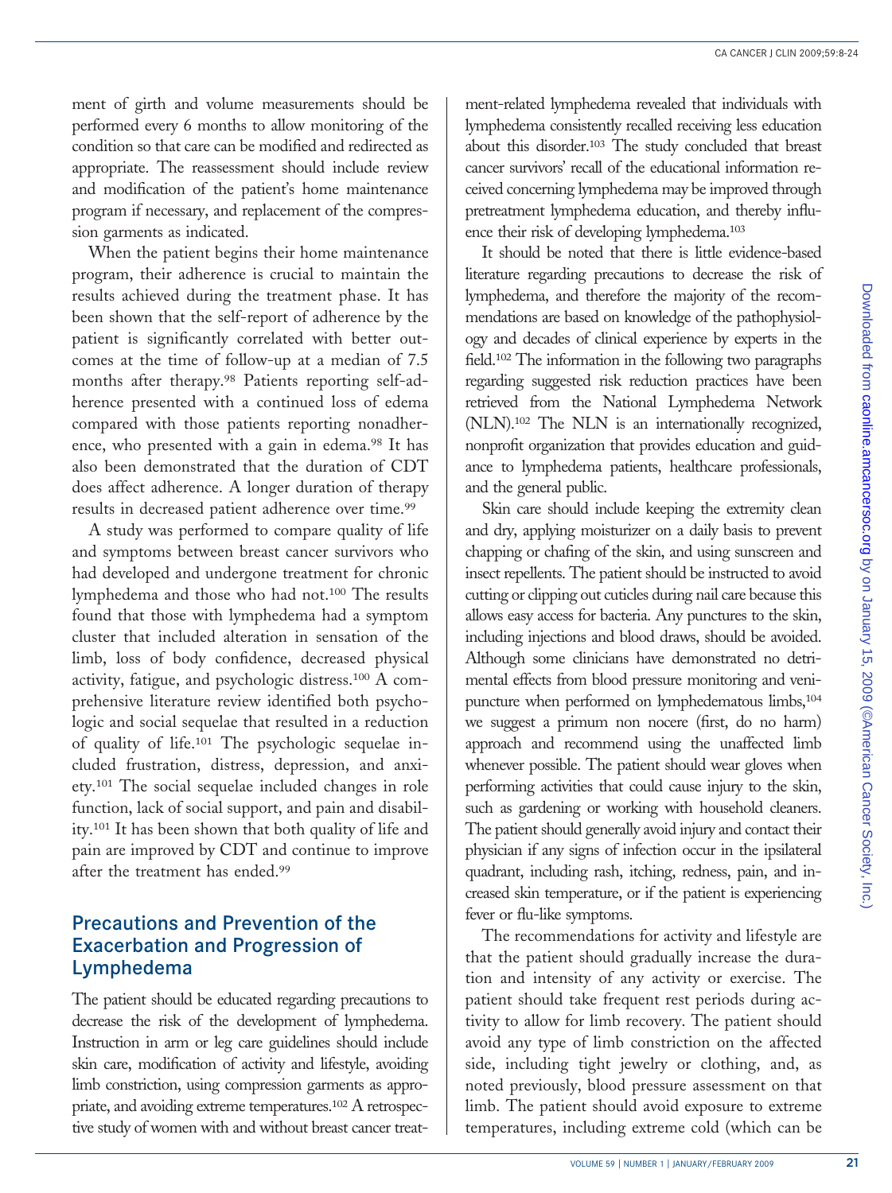ment of girth and volume measurements should be performed every 6 months to allow monitoring of the condition so that care can be modified and redirected as appropriate. The reassessment should include review and modification of the patient's home maintenance program if necessary, and replacement of the compression garments as indicated.

When the patient begins their home maintenance program, their adherence is crucial to maintain the results achieved during the treatment phase. It has been shown that the self-report of adherence by the patient is significantly correlated with better outcomes at the time of follow-up at a median of 7.5 months after therapy.[98] Patients reporting self-adherence presented with a continued loss of edema compared with those patients reporting nonadherence, who presented with a gain in edema.[98] It has also been demonstrated that the duration of CDT does affect adherence. A longer duration of therapy results in decreased patient adherence over time.[99]

A study was performed to compare quality of life and symptoms between breast cancer survivors who had developed and undergone treatment for chronic lymphedema and those who had not.[100] The results found that those with lymphedema had a symptom cluster that included alteration in sensation of the limb, loss of body confidence, decreased physical activity, fatigue, and psychologic distress.[100] A comprehensive literature review identified both psychologic and social sequelae that resulted in a reduction of quality of life.[101] The psychologic sequelae included frustration, distress, depression, and anxiety.[101] The social sequelae included changes in role function, lack of social support, and pain and disability.[101] It has been shown that both quality of life and pain are improved by CDT and continue to improve after the treatment has ended.[99]

## Precautions and Prevention of the Exacerbation and Progression of Lymphedema

The patient should be educated regarding precautions to decrease the risk of the development of lymphedema. Instruction in arm or leg care guidelines should include skin care, modification of activity and lifestyle, avoiding limb constriction, using compression garments as appropriate, and avoiding extreme temperatures.[102] A retrospective study of women with and without breast cancer treatment-related lymphedema revealed that individuals with lymphedema consistently recalled receiving less education about this disorder.[103] The study concluded that breast cancer survivors' recall of the educational information received concerning lymphedema may be improved through pretreatment lymphedema education, and thereby influence their risk of developing lymphedema.[103]

It should be noted that there is little evidence-based literature regarding precautions to decrease the risk of lymphedema, and therefore the majority of the recommendations are based on knowledge of the pathophysiology and decades of clinical experience by experts in the field.[102] The information in the following two paragraphs regarding suggested risk reduction practices have been retrieved from the National Lymphedema Network (NLN).[102] The NLN is an internationally recognized, nonprofit organization that provides education and guidance to lymphedema patients, healthcare professionals, and the general public.

Skin care should include keeping the extremity clean and dry, applying moisturizer on a daily basis to prevent chapping or chafing of the skin, and using sunscreen and insect repellents. The patient should be instructed to avoid cutting or clipping out cuticles during nail care because this allows easy access for bacteria. Any punctures to the skin, including injections and blood draws, should be avoided. Although some clinicians have demonstrated no detrimental effects from blood pressure monitoring and venipuncture when performed on lymphedematous limbs,[104] we suggest a primum non nocere (first, do no harm) approach and recommend using the unaffected limb whenever possible. The patient should wear gloves when performing activities that could cause injury to the skin, such as gardening or working with household cleaners. The patient should generally avoid injury and contact their physician if any signs of infection occur in the ipsilateral quadrant, including rash, itching, redness, pain, and increased skin temperature, or if the patient is experiencing fever or flu-like symptoms.

The recommendations for activity and lifestyle are that the patient should gradually increase the duration and intensity of any activity or exercise. The patient should take frequent rest periods during activity to allow for limb recovery. The patient should avoid any type of limb constriction on the affected side, including tight jewelry or clothing, and, as noted previously, blood pressure assessment on that limb. The patient should avoid exposure to extreme temperatures, including extreme cold (which can be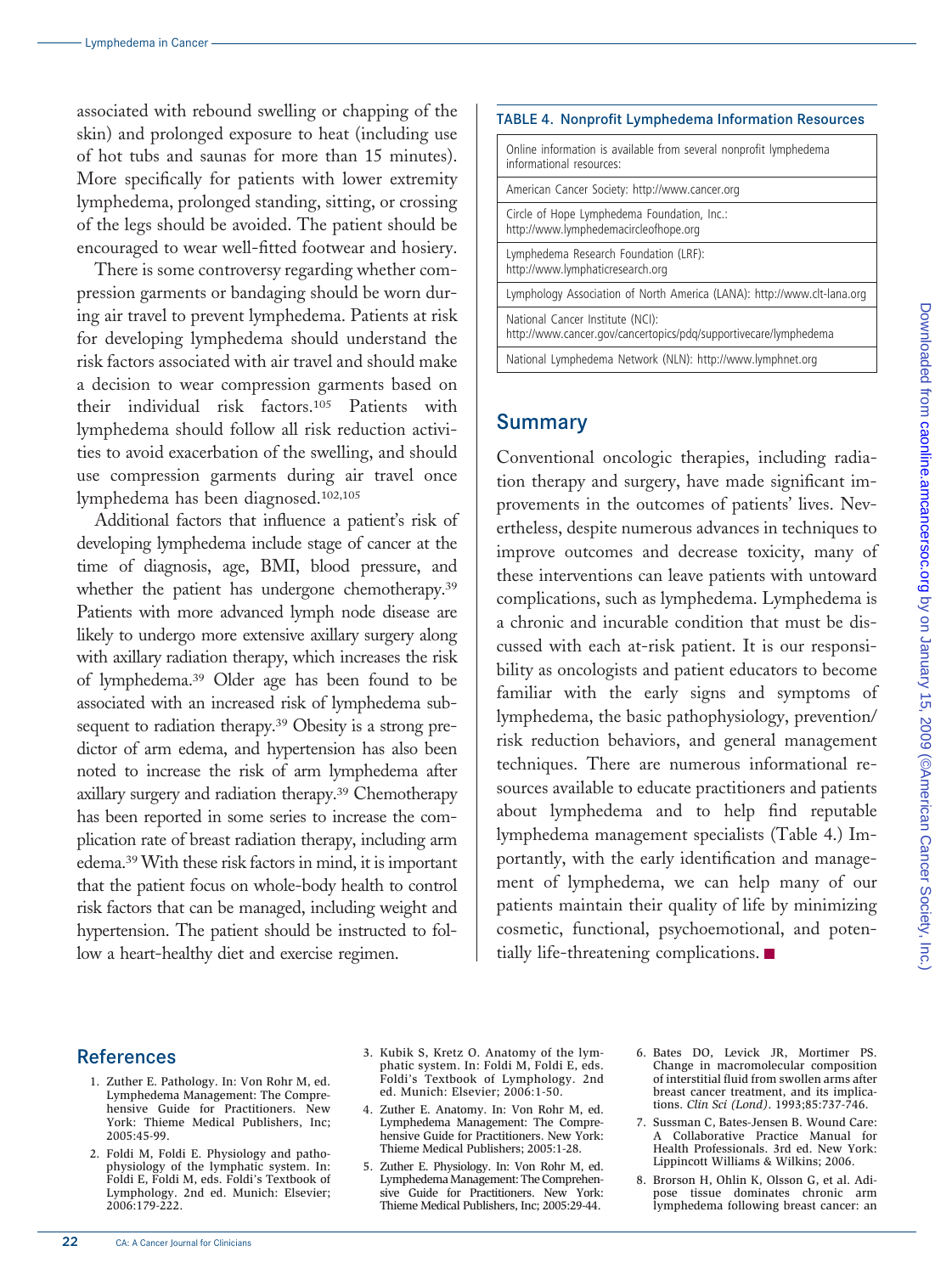associated with rebound swelling or chapping of the skin) and prolonged exposure to heat (including use of hot tubs and saunas for more than 15 minutes). More specifically for patients with lower extremity lymphedema, prolonged standing, sitting, or crossing of the legs should be avoided. The patient should be encouraged to wear well-fitted footwear and hosiery.

There is some controversy regarding whether compression garments or bandaging should be worn during air travel to prevent lymphedema. Patients at risk for developing lymphedema should understand the risk factors associated with air travel and should make a decision to wear compression garments based on their individual risk factors.[105] Patients with lymphedema should follow all risk reduction activities to avoid exacerbation of the swelling, and should use compression garments during air travel once lymphedema has been diagnosed.[102,105]

Additional factors that influence a patient's risk of developing lymphedema include stage of cancer at the time of diagnosis, age, BMI, blood pressure, and whether the patient has undergone chemotherapy.[39] Patients with more advanced lymph node disease are likely to undergo more extensive axillary surgery along with axillary radiation therapy, which increases the risk of lymphedema.[39] Older age has been found to be associated with an increased risk of lymphedema subsequent to radiation therapy.[39] Obesity is a strong predictor of arm edema, and hypertension has also been noted to increase the risk of arm lymphedema after axillary surgery and radiation therapy.[39] Chemotherapy has been reported in some series to increase the complication rate of breast radiation therapy, including arm edema.[39] With these risk factors in mind, it is important that the patient focus on whole-body health to control risk factors that can be managed, including weight and hypertension. The patient should be instructed to follow a heart-healthy diet and exercise regimen.

**TABLE 4. Nonprofit Lymphedema Information Resources**

| Online information is available from several nonprofit lymphedema informational resources: |
|---|
| American Cancer Society: http://www.cancer.org |
| Circle of Hope Lymphedema Foundation, Inc.: http://www.lymphedemacircleofhope.org |
| Lymphedema Research Foundation (LRF): http://www.lymphaticresearch.org |
| Lymphology Association of North America (LANA): http://www.clt-lana.org |
| National Cancer Institute (NCI): http://www.cancer.gov/cancertopics/pdq/supportivecare/lymphedema |
| National Lymphedema Network (NLN): http://www.lymphnet.org |

## Summary

Conventional oncologic therapies, including radiation therapy and surgery, have made significant improvements in the outcomes of patients' lives. Nevertheless, despite numerous advances in techniques to improve outcomes and decrease toxicity, many of these interventions can leave patients with untoward complications, such as lymphedema. Lymphedema is a chronic and incurable condition that must be discussed with each at-risk patient. It is our responsibility as oncologists and patient educators to become familiar with the early signs and symptoms of lymphedema, the basic pathophysiology, prevention/risk reduction behaviors, and general management techniques. There are numerous informational resources available to educate practitioners and patients about lymphedema and to help find reputable lymphedema management specialists (Table 4.) Importantly, with the early identification and management of lymphedema, we can help many of our patients maintain their quality of life by minimizing cosmetic, functional, psychoemotional, and potentially life-threatening complications. ■

## References

1. Zuther E. Pathology. In: Von Rohr M, ed. Lymphedema Management: The Comprehensive Guide for Practitioners. New York: Thieme Medical Publishers, Inc; 2005:45-99.
2. Foldi M, Foldi E. Physiology and pathophysiology of the lymphatic system. In: Foldi E, Foldi M, eds. Foldi's Textbook of Lymphology. 2nd ed. Munich: Elsevier; 2006:179-222.
3. Kubik S, Kretz O. Anatomy of the lymphatic system. In: Foldi M, Foldi E, eds. Foldi's Textbook of Lymphology. 2nd ed. Munich: Elsevier; 2006:1-50.
4. Zuther E. Anatomy. In: Von Rohr M, ed. Lymphedema Management: The Comprehensive Guide for Practitioners. New York: Thieme Medical Publishers; 2005:1-28.
5. Zuther E. Physiology. In: Von Rohr M, ed. Lymphedema Management: The Comprehensive Guide for Practitioners. New York: Thieme Medical Publishers, Inc; 2005:29-44.
6. Bates DO, Levick JR, Mortimer PS. Change in macromolecular composition of interstitial fluid from swollen arms after breast cancer treatment, and its implications. *Clin Sci (Lond)*. 1993;85:737-746.
7. Sussman C, Bates-Jensen B. Wound Care: A Collaborative Practice Manual for Health Professionals. 3rd ed. New York: Lippincott Williams & Wilkins; 2006.
8. Brorson H, Ohlin K, Olsson G, et al. Adipose tissue dominates chronic arm lymphedema following breast cancer: an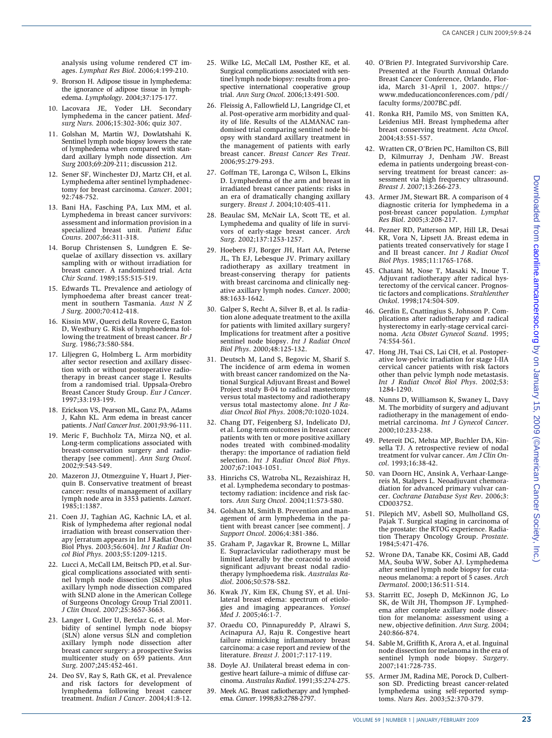analysis using volume rendered CT images. *Lymphat Res Biol*. 2006;4:199-210.

9. Brorson H. Adipose tissue in lymphedema: the ignorance of adipose tissue in lymphedema. *Lymphology*. 2004;37:175-177.
10. Lacovara JE, Yoder LH. Secondary lymphedema in the cancer patient. *Medsurg Nurs.* 2006;15:302-306; quiz 307.
11. Golshan M, Martin WJ, Dowlatshahi K. Sentinel lymph node biopsy lowers the rate of lymphedema when compared with standard axillary lymph node dissection. *Am Surg* 2003;69:209-211; discussion 212.
12. Sener SF, Winchester DJ, Martz CH, et al. Lymphedema after sentinel lymphadenectomy for breast carcinoma. *Cancer*. 2001; 92:748-752.
13. Bani HA, Fasching PA, Lux MM, et al. Lymphedema in breast cancer survivors: assessment and information provision in a specialized breast unit. *Patient Educ Couns*. 2007;66:311-318.
14. Borup Christensen S, Lundgren E. Sequelae of axillary dissection vs. axillary sampling with or without irradiation for breast cancer. A randomized trial. *Acta Chir Scand*. 1989;155:515-519.
15. Edwards TL. Prevalence and aetiology of lymphoedema after breast cancer treatment in southern Tasmania. *Aust N Z J Surg*. 2000;70:412-418.
16. Kissin MW, Querci della Rovere G, Easton D, Westbury G. Risk of lymphoedema following the treatment of breast cancer. *Br J Surg*. 1986;73:580-584.
17. Liljegren G, Holmberg L. Arm morbidity after sector resection and axillary dissection with or without postoperative radiotherapy in breast cancer stage I. Results from a randomised trial. Uppsala-Orebro Breast Cancer Study Group. *Eur J Cancer*. 1997;33:193-199.
18. Erickson VS, Pearson ML, Ganz PA, Adams J, Kahn KL. Arm edema in breast cancer patients. *J Natl Cancer Inst*. 2001;93:96-111.
19. Meric F, Buchholz TA, Mirza NQ, et al. Long-term complications associated with breast-conservation surgery and radiotherapy [see comment]. *Ann Surg Oncol*. 2002;9:543-549.
20. Mazeron JJ, Otmezguine Y, Huart J, Pierquin B. Conservative treatment of breast cancer: results of management of axillary lymph node area in 3353 patients. *Lancet*. 1985;1:1387.
21. Coen JJ, Taghian AG, Kachnic LA, et al. Risk of lymphedema after regional nodal irradiation with breast conservation therapy [erratum appears in Int J Radiat Oncol Biol Phys. 2003;56:604]. *Int J Radiat Oncol Biol Phys*. 2003;55:1209-1215.
22. Lucci A, McCall LM, Beitsch PD, et al. Surgical complications associated with sentinel lymph node dissection (SLND) plus axillary lymph node dissection compared with SLND alone in the American College of Surgeons Oncology Group Trial Z0011. *J Clin Oncol*. 2007;25:3657-3663.
23. Langer I, Guller U, Berclaz G, et al. Morbidity of sentinel lymph node biopsy (SLN) alone versus SLN and completion axillary lymph node dissection after breast cancer surgery: a prospective Swiss multicenter study on 659 patients. *Ann Surg*. 2007;245:452-461.
24. Deo SV, Ray S, Rath GK, et al. Prevalence and risk factors for development of lymphedema following breast cancer treatment. *Indian J Cancer*. 2004;41:8-12.
25. Wilke LG, McCall LM, Posther KE, et al. Surgical complications associated with sentinel lymph node biopsy: results from a prospective international cooperative group trial. *Ann Surg Oncol*. 2006;13:491-500.
26. Fleissig A, Fallowfield LJ, Langridge CI, et al. Post-operative arm morbidity and quality of life. Results of the ALMANAC randomised trial comparing sentinel node biopsy with standard axillary treatment in the management of patients with early breast cancer. *Breast Cancer Res Treat*. 2006;95:279-293.
27. Goffman TE, Laronga C, Wilson L, Elkins D. Lymphedema of the arm and breast in irradiated breast cancer patients: risks in an era of dramatically changing axillary surgery. *Breast J*. 2004;10:405-411.
28. Beaulac SM, McNair LA, Scott TE, et al. Lymphedema and quality of life in survivors of early-stage breast cancer. *Arch Surg*. 2002;137:1253-1257.
29. Hoebers FJ, Borger JH, Hart AA, Peterse JL, Th EJ, Lebesque JV. Primary axillary radiotherapy as axillary treatment in breast-conserving therapy for patients with breast carcinoma and clinically negative axillary lymph nodes. *Cancer*. 2000; 88:1633-1642.
30. Galper S, Recht A, Silver B, et al. Is radiation alone adequate treatment to the axilla for patients with limited axillary surgery? Implications for treatment after a positive sentinel node biopsy. *Int J Radiat Oncol Biol Phys*. 2000;48:125-132.
31. Deutsch M, Land S, Begovic M, Sharif S. The incidence of arm edema in women with breast cancer randomized on the National Surgical Adjuvant Breast and Bowel Project study B-04 to radical mastectomy versus total mastectomy and radiotherapy versus total mastectomy alone. *Int J Radiat Oncol Biol Phys*. 2008;70:1020-1024.
32. Chang DT, Feigenberg SJ, Indelicato DJ, et al. Long-term outcomes in breast cancer patients with ten or more positive axillary nodes treated with combined-modality therapy: the importance of radiation field selection. *Int J Radiat Oncol Biol Phys*. 2007;67:1043-1051.
33. Hinrichs CS, Watroba NL, Rezaishiraz H, et al. Lymphedema secondary to postmastectomy radiation: incidence and risk factors. *Ann Surg Oncol*. 2004;11:573-580.
34. Golshan M, Smith B. Prevention and management of arm lymphedema in the patient with breast cancer [see comment]. *J Support Oncol*. 2006;4:381-386.
35. Graham P, Jagavkar R, Browne L, Millar E. Supraclavicular radiotherapy must be limited laterally by the coracoid to avoid significant adjuvant breast nodal radiotherapy lymphoedema risk. *Australas Radiol*. 2006;50:578-582.
36. Kwak JY, Kim EK, Chung SY, et al. Unilateral breast edema: spectrum of etiologies and imaging appearances. *Yonsei Med J*. 2005;46:1-7.
37. Oraedu CO, Pinnapureddy P, Alrawi S, Acinapura AJ, Raju R. Congestive heart failure mimicking inflammatory breast carcinoma: a case report and review of the literature. *Breast J*. 2001;7:117-119.
38. Doyle AJ. Unilateral breast edema in congestive heart failure–a mimic of diffuse carcinoma. *Australas Radiol*. 1991;35:274-275.
39. Meek AG. Breast radiotherapy and lymphedema. *Cancer*. 1998;83:2788-2797.
40. O'Brien PJ. Integrated Survivorship Care. Presented at the Fourth Annual Orlando Breast Cancer Conference, Orlando, Florida, March 31-April 1, 2007. https://www.mdeducationconferences.com/pdf/faculty forms/2007BC.pdf.
41. Ronka RH, Pamilo MS, von Smitten KA, Leidenius MH. Breast lymphedema after breast conserving treatment. *Acta Oncol*. 2004;43:551-557.
42. Wratten CR, O'Brien PC, Hamilton CS, Bill D, Kilmurray J, Denham JW. Breast edema in patients undergoing breast-conserving treatment for breast cancer: assessment via high frequency ultrasound. *Breast J*. 2007;13:266-273.
43. Armer JM, Stewart BR. A comparison of 4 diagnostic criteria for lymphedema in a post-breast cancer population. *Lymphat Res Biol*. 2005;3:208-217.
44. Pezner RD, Patterson MP, Hill LR, Desai KR, Vora N, Lipsett JA. Breast edema in patients treated conservatively for stage I and II breast cancer. *Int J Radiat Oncol Biol Phys*. 1985;11:1765-1768.
45. Chatani M, Nose T, Masaki N, Inoue T. Adjuvant radiotherapy after radical hysterectomy of the cervical cancer. Prognostic factors and complications. *Strahlenther Onkol*. 1998;174:504-509.
46. Gerdin E, Cnattingius S, Johnson P. Complications after radiotherapy and radical hysterectomy in early-stage cervical carcinoma. *Acta Obstet Gynecol Scand*. 1995; 74:554-561.
47. Hong JH, Tsai CS, Lai CH, et al. Postoperative low-pelvic irradiation for stage I-IIA cervical cancer patients with risk factors other than pelvic lymph node metastasis. *Int J Radiat Oncol Biol Phys*. 2002;53: 1284-1290.
48. Nunns D, Williamson K, Swaney L, Davy M. The morbidity of surgery and adjuvant radiotherapy in the management of endometrial carcinoma. *Int J Gynecol Cancer*. 2000;10:233-238.
49. Petereit DG, Mehta MP, Buchler DA, Kinsella TJ. A retrospective review of nodal treatment for vulvar cancer. *Am J Clin Oncol*. 1993;16:38-42.
50. van Doorn HC, Ansink A, Verhaar-Langereis M, Stalpers L. Neoadjuvant chemoradiation for advanced primary vulvar cancer. *Cochrane Database Syst Rev*. 2006;3: CD003752.
51. Pilepich MV, Asbell SO, Mulholland GS, Pajak T. Surgical staging in carcinoma of the prostate: the RTOG experience. Radiation Therapy Oncology Group. *Prostate*. 1984;5:471-476.
52. Wrone DA, Tanabe KK, Cosimi AB, Gadd MA, Souba WW, Sober AJ. Lymphedema after sentinel lymph node biopsy for cutaneous melanoma: a report of 5 cases. *Arch Dermatol*. 2000;136:511-514.
53. Starritt EC, Joseph D, McKinnon JG, Lo SK, de Wilt JH, Thompson JF. Lymphedema after complete axillary node dissection for melanoma: assessment using a new, objective definition. *Ann Surg*. 2004; 240:866-874.
54. Sable M, Griffith K, Arora A, et al. Inguinal node dissection for melanoma in the era of sentinel lymph node biopsy. *Surgery*. 2007;141:728-735.
55. Armer JM, Radina ME, Porock D, Culbertson SD. Predicting breast cancer-related lymphedema using self-reported symptoms. *Nurs Res*. 2003;52:370-379.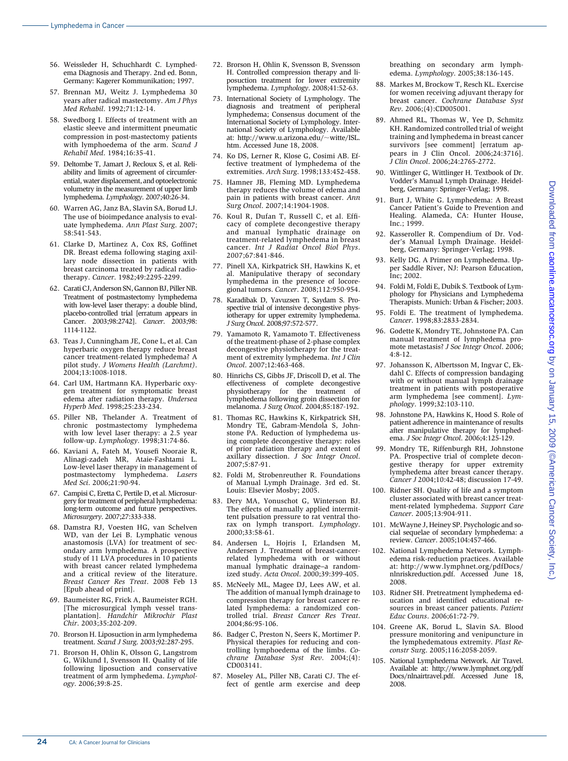56. Weissleder H, Schuchhardt C. Lymphedema Diagnosis and Therapy. 2nd ed. Bonn, Germany: Kagerer Kommunikation; 1997.
57. Brennan MJ, Weitz J. Lymphedema 30 years after radical mastectomy. *Am J Phys Med Rehabil*. 1992;71:12-14.
58. Swedborg I. Effects of treatment with an elastic sleeve and intermittent pneumatic compression in post-mastectomy patients with lymphoedema of the arm. *Scand J Rehabil Med*. 1984;16:35-41.
59. Deltombe T, Jamart J, Recloux S, et al. Reliability and limits of agreement of circumferential, water displacement, and optoelectronic volumetry in the measurement of upper limb lymphedema. *Lymphology*. 2007;40:26-34.
60. Warren AG, Janz BA, Slavin SA, Borud LJ. The use of bioimpedance analysis to evaluate lymphedema. *Ann Plast Surg*. 2007; 58:541-543.
61. Clarke D, Martinez A, Cox RS, Goffinet DR. Breast edema following staging axillary node dissection in patients with breast carcinoma treated by radical radiotherapy. *Cancer*. 1982;49:2295-2299.
62. Carati CJ, Anderson SN, Gannon BJ, Piller NB. Treatment of postmastectomy lymphedema with low-level laser therapy: a double blind, placebo-controlled trial [erratum appears in Cancer. 2003;98:2742]. *Cancer*. 2003;98: 1114-1122.
63. Teas J, Cunningham JE, Cone L, et al. Can hyperbaric oxygen therapy reduce breast cancer treatment-related lymphedema? A pilot study. *J Womens Health (Larchmt)*. 2004;13:1008-1018.
64. Carl UM, Hartmann KA. Hyperbaric oxygen treatment for symptomatic breast edema after radiation therapy. *Undersea Hyperb Med*. 1998;25:233-234.
65. Piller NB, Thelander A. Treatment of chronic postmastectomy lymphedema with low level laser therapy: a 2.5 year follow-up. *Lymphology*. 1998;31:74-86.
66. Kaviani A, Fateh M, Yousefi Nooraie R, Alinagi-zadeh MR, Ataie-Fashtami L. Low-level laser therapy in management of postmastectomy lymphedema. *Lasers Med Sci*. 2006;21:90-94.
67. Campisi C, Eretta C, Pertile D, et al. Microsurgery for treatment of peripheral lymphedema: long-term outcome and future perspectives. *Microsurgery*. 2007;27:333-338.
68. Damstra RJ, Voesten HG, van Schelven WD, van der Lei B. Lymphatic venous anastomosis (LVA) for treatment of secondary arm lymphedema. A prospective study of 11 LVA procedures in 10 patients with breast cancer related lymphedema and a critical review of the literature. *Breast Cancer Res Treat*. 2008 Feb 13 [Epub ahead of print].
69. Baumeister RG, Frick A, Baumeister RGH. [The microsurgical lymph vessel transplantation]. *Handchir Mikrochir Plast Chir*. 2003;35:202-209.
70. Brorson H. Liposuction in arm lymphedema treatment. *Scand J Surg*. 2003;92:287-295.
71. Brorson H, Ohlin K, Olsson G, Langstrom G, Wiklund I, Svensson H. Quality of life following liposuction and conservative treatment of arm lymphedema. *Lymphology*. 2006;39:8-25.
72. Brorson H, Ohlin K, Svensson B, Svensson H. Controlled compression therapy and liposuction treatment for lower extremity lymphedema. *Lymphology*. 2008;41:52-63.
73. International Society of Lymphology. The diagnosis and treatment of peripheral lymphedema; Consensus document of the International Society of Lymphology. International Society of Lymphology. Available at: http://www.u.arizona.edu/~witte/ISL.htm. Accessed June 18, 2008.
74. Ko DS, Lerner R, Klose G, Cosimi AB. Effective treatment of lymphedema of the extremities. *Arch Surg*. 1998;133:452-458.
75. Hamner JB, Fleming MD. Lymphedema therapy reduces the volume of edema and pain in patients with breast cancer. *Ann Surg Oncol*. 2007;14:1904-1908.
76. Koul R, Dufan T, Russell C, et al. Efficacy of complete decongestive therapy and manual lymphatic drainage on treatment-related lymphedema in breast cancer. *Int J Radiat Oncol Biol Phys*. 2007;67:841-846.
77. Pinell XA, Kirkpatrick SH, Hawkins K, et al. Manipulative therapy of secondary lymphedema in the presence of locoregional tumors. *Cancer*. 2008;112:950-954.
78. Karadibak D, Yavuzsen T, Saydam S. Prospective trial of intensive decongestive physiotherapy for upper extremity lymphedema. *J Surg Oncol*. 2008;97:572-577.
79. Yamamoto R, Yamamoto T. Effectiveness of the treatment-phase of 2-phase complex decongestive physiotherapy for the treatment of extremity lymphedema. *Int J Clin Oncol*. 2007;12:463-468.
80. Hinrichs CS, Gibbs JF, Driscoll D, et al. The effectiveness of complete decongestive physiotherapy for the treatment of lymphedema following groin dissection for melanoma. *J Surg Oncol*. 2004;85:187-192.
81. Thomas RC, Hawkins K, Kirkpatrick SH, Mondry TE, Gabram-Mendola S, Johnstone PA. Reduction of lymphedema using complete decongestive therapy: roles of prior radiation therapy and extent of axillary dissection. *J Soc Integr Oncol*. 2007;5:87-91.
82. Foldi M, Strobenreuther R. Foundations of Manual Lymph Drainage. 3rd ed. St. Louis: Elsevier Mosby; 2005.
83. Dery MA, Yonuschot G, Winterson BJ. The effects of manually applied intermittent pulsation pressure to rat ventral thorax on lymph transport. *Lymphology*. 2000;33:58-61.
84. Andersen L, Hojris I, Erlandsen M, Andersen J. Treatment of breast-cancer-related lymphedema with or without manual lymphatic drainage–a randomized study. *Acta Oncol*. 2000;39:399-405.
85. McNeely ML, Magee DJ, Lees AW, et al. The addition of manual lymph drainage to compression therapy for breast cancer related lymphedema: a randomized controlled trial. *Breast Cancer Res Treat*. 2004;86:95-106.
86. Badger C, Preston N, Seers K, Mortimer P. Physical therapies for reducing and controlling lymphoedema of the limbs. *Cochrane Database Syst Rev*. 2004;(4): CD003141.
87. Moseley AL, Piller NB, Carati CJ. The effect of gentle arm exercise and deep breathing on secondary arm lymphedema. *Lymphology*. 2005;38:136-145.
88. Markes M, Brockow T, Resch KL. Exercise for women receiving adjuvant therapy for breast cancer. *Cochrane Database Syst Rev*. 2006;(4):CD005001.
89. Ahmed RL, Thomas W, Yee D, Schmitz KH. Randomized controlled trial of weight training and lymphedema in breast cancer survivors [see comment] [erratum appears in J Clin Oncol. 2006;24:3716]. *J Clin Oncol*. 2006;24:2765-2772.
90. Wittlinger G, Wittlinger H. Textbook of Dr. Vodder's Manual Lymph Drainage. Heidelberg, Germany: Springer-Verlag; 1998.
91. Burt J, White G. Lymphedema: A Breast Cancer Patient's Guide to Prevention and Healing. Alameda, CA: Hunter House, Inc.; 1999.
92. Kasseroller R. Compendium of Dr. Vodder's Manual Lymph Drainage. Heidelberg, Germany: Springer-Verlag; 1998.
93. Kelly DG. A Primer on Lymphedema. Upper Saddle River, NJ: Pearson Education, Inc; 2002.
94. Foldi M, Foldi E, Dubik S. Textbook of Lymphology for Physicians and Lymphedema Therapists. Munich: Urban & Fischer; 2003.
95. Foldi E. The treatment of lymphedema. *Cancer*. 1998;83:2833-2834.
96. Godette K, Mondry TE, Johnstone PA. Can manual treatment of lymphedema promote metastasis? *J Soc Integr Oncol*. 2006; 4:8-12.
97. Johansson K, Albertsson M, Ingvar C, Ekdahl C. Effects of compression bandaging with or without manual lymph drainage treatment in patients with postoperative arm lymphedema [see comment]. *Lymphology*. 1999;32:103-110.
98. Johnstone PA, Hawkins K, Hood S. Role of patient adherence in maintenance of results after manipulative therapy for lymphedema. *J Soc Integr Oncol*. 2006;4:125-129.
99. Mondry TE, Riffenburgh RH, Johnstone PA. Prospective trial of complete decongestive therapy for upper extremity lymphedema after breast cancer therapy. *Cancer J* 2004;10:42-48; discussion 17-49.
100. Ridner SH. Quality of life and a symptom cluster associated with breast cancer treatment-related lymphedema. *Support Care Cancer*. 2005;13:904-911.
101. McWayne J, Heiney SP. Psychologic and social sequelae of secondary lymphedema: a review. *Cancer*. 2005;104:457-466.
102. National Lymphedema Network. Lymphedema risk-reduction practices. Available at: http://www.lymphnet.org/pdfDocs/nlnriskreduction.pdf. Accessed June 18, 2008.
103. Ridner SH. Pretreatment lymphedema education and identified educational resources in breast cancer patients. *Patient Educ Couns*. 2006;61:72-79.
104. Greene AK, Borud L, Slavin SA. Blood pressure monitoring and venipuncture in the lymphedematous extremity. *Plast Reconstr Surg*. 2005;116:2058-2059.
105. National Lymphedema Network. Air Travel. Available at: http://www.lymphnet.org/pdfDocs/nlnairtravel.pdf. Accessed June 18, 2008.